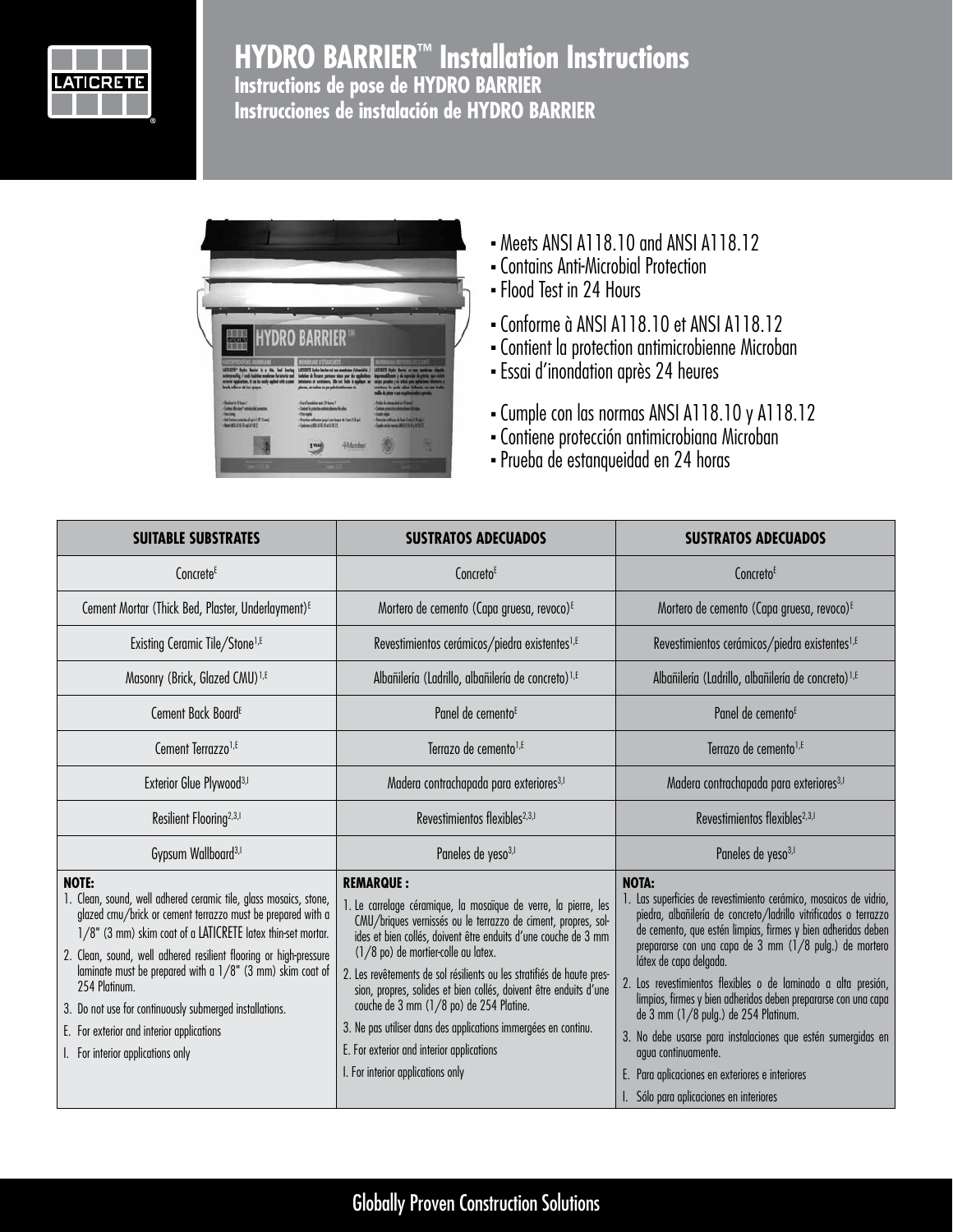# HYDRO BARRIER™ Installation Instructions

## Instructions de pose de HYDRO BARRIER

## Instrucciones de instalación de HYDRO BARRIER

- Meets ANSI A118.10 and ANSI A118.12
- Contains Anti-Microbial Protection
- Flood Test in 24 Hours

- Conforme à ANSI A118.10 et ANSI A118.12
- Contient la protection antimicrobienne Microban
- Essai d'inondation après 24 heures

- Cumple con las normas ANSI A118.10 y A118.12
- Contiene protección antimicrobiana Microban
- Prueba de estanqueidad en 24 horas

| SUITABLE SUBSTRATES | SUSTRATOS ADECUADOS | SUSTRATOS ADECUADOS |
|---|---|---|
| Concrete[E] | Concreto[E] | Concreto[E] |
| Cement Mortar (Thick Bed, Plaster, Underlayment)[E] | Mortero de cemento (Capa gruesa, revoco)[E] | Mortero de cemento (Capa gruesa, revoco)[E] |
| Existing Ceramic Tile/Stone[1,E] | Revestimientos cerámicos/piedra existentes[1,E] | Revestimientos cerámicos/piedra existentes[1,E] |
| Masonry (Brick, Glazed CMU)[1,E] | Albañilería (Ladrillo, albañilería de concreto)[1,E] | Albañilería (Ladrillo, albañilería de concreto)[1,E] |
| Cement Back Board[E] | Panel de cemento[E] | Panel de cemento[E] |
| Cement Terrazzo[1,E] | Terrazo de cemento[1,E] | Terrazo de cemento[1,E] |
| Exterior Glue Plywood[3,I] | Madera contrachapada para exteriores[3,I] | Madera contrachapada para exteriores[3,I] |
| Resilient Flooring[2,3,I] | Revestimientos flexibles[2,3,I] | Revestimientos flexibles[2,3,I] |
| Gypsum Wallboard[3,I] | Paneles de yeso[3,I] | Paneles de yeso[3,I] |

**NOTE:**
1. Clean, sound, well adhered ceramic tile, glass mosaics, stone, glazed cmu/brick or cement terrazzo must be prepared with a 1/8" (3 mm) skim coat of a LATICRETE latex thin-set mortar.
2. Clean, sound, well adhered resilient flooring or high-pressure laminate must be prepared with a 1/8" (3 mm) skim coat of 254 Platinum.
3. Do not use for continuously submerged installations.

E. For exterior and interior applications
I. For interior applications only

**REMARQUE :**
1. Le carrelage céramique, la mosaïque de verre, la pierre, les CMU/briques vernissés ou le terrazzo de ciment, propres, solides et bien collés, doivent être enduits d'une couche de 3 mm (1/8 po) de mortier-colle au latex.
2. Les revêtements de sol résilients ou les stratifiés de haute pression, propres, solides et bien collés, doivent être enduits d'une couche de 3 mm (1/8 po) de 254 Platine.
3. Ne pas utiliser dans des applications immergées en continu.

E. For exterior and interior applications
I. For interior applications only

**NOTA:**
1. Las superficies de revestimiento cerámico, mosaicos de vidrio, piedra, albañilería de concreto/ladrillo vitrificados o terrazzo de cemento, que estén limpias, firmes y bien adheridas deben prepararse con una capa de 3 mm (1/8 pulg.) de mortero látex de capa delgada.
2. Los revestimientos flexibles o de laminado a alta presión, limpios, firmes y bien adheridos deben prepararse con una capa de 3 mm (1/8 pulg.) de 254 Platinum.
3. No debe usarse para instalaciones que estén sumergidas en agua continuamente.

E. Para aplicaciones en exteriores e interiores
I. Sólo para aplicaciones en interiores

Globally Proven Construction Solutions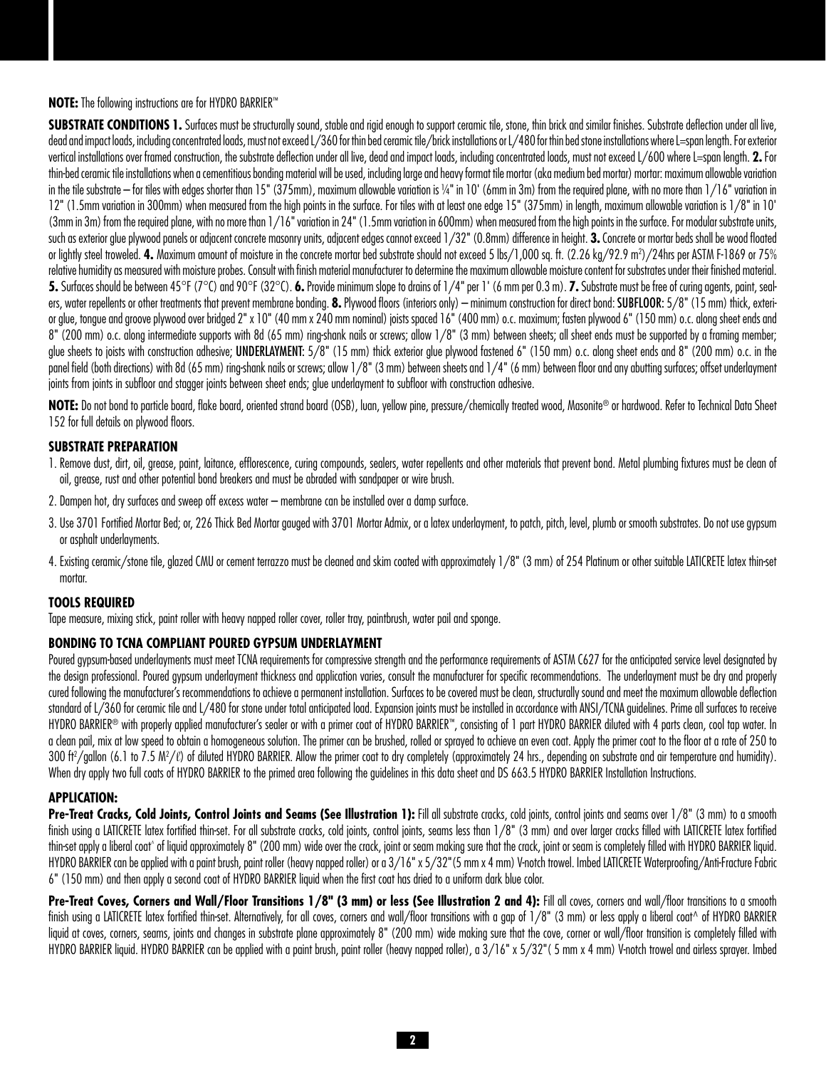**NOTE:** The following instructions are for HYDRO BARRIER™

**SUBSTRATE CONDITIONS 1.** Surfaces must be structurally sound, stable and rigid enough to support ceramic tile, stone, thin brick and similar finishes. Substrate deflection under all live, dead and impact loads, including concentrated loads, must not exceed L/360 for thin bed ceramic tile/brick installations or L/480 for thin bed stone installations where L=span length. For exterior vertical installations over framed construction, the substrate deflection under all live, dead and impact loads, including concentrated loads, must not exceed L/600 where L=span length. **2.** For thin-bed ceramic tile installations when a cementitious bonding material will be used, including large and heavy format tile mortar (aka medium bed mortar) mortar: maximum allowable variation in the tile substrate – for tiles with edges shorter than 15" (375mm), maximum allowable variation is ¼" in 10' (6mm in 3m) from the required plane, with no more than 1/16" variation in 12" (1.5mm variation in 300mm) when measured from the high points in the surface. For tiles with at least one edge 15" (375mm) in length, maximum allowable variation is 1/8" in 10' (3mm in 3m) from the required plane, with no more than 1/16" variation in 24" (1.5mm variation in 600mm) when measured from the high points in the surface. For modular substrate units, such as exterior glue plywood panels or adjacent concrete masonry units, adjacent edges cannot exceed 1/32" (0.8mm) difference in height. **3.** Concrete or mortar beds shall be wood floated or lightly steel troweled. **4.** Maximum amount of moisture in the concrete mortar bed substrate should not exceed 5 lbs/1,000 sq. ft. (2.26 kg/92.9 m²)/24hrs per ASTM F-1869 or 75% relative humidity as measured with moisture probes. Consult with finish material manufacturer to determine the maximum allowable moisture content for substrates under their finished material. **5.** Surfaces should be between 45°F (7°C) and 90°F (32°C). **6.** Provide minimum slope to drains of 1/4" per 1' (6 mm per 0.3 m). **7.** Substrate must be free of curing agents, paint, sealers, water repellents or other treatments that prevent membrane bonding. **8.** Plywood floors (interiors only) – minimum construction for direct bond: SUBFLOOR: 5/8" (15 mm) thick, exterior glue, tongue and groove plywood over bridged 2" x 10" (40 mm x 240 mm nominal) joists spaced 16" (400 mm) o.c. maximum; fasten plywood 6" (150 mm) o.c. along sheet ends and 8" (200 mm) o.c. along intermediate supports with 8d (65 mm) ring-shank nails or screws; allow 1/8" (3 mm) between sheets; all sheet ends must be supported by a framing member; glue sheets to joists with construction adhesive; UNDERLAYMENT: 5/8" (15 mm) thick exterior glue plywood fastened 6" (150 mm) o.c. along sheet ends and 8" (200 mm) o.c. in the panel field (both directions) with 8d (65 mm) ring-shank nails or screws; allow 1/8" (3 mm) between sheets and 1/4" (6 mm) between floor and any abutting surfaces; offset underlayment joints from joints in subfloor and stagger joints between sheet ends; glue underlayment to subfloor with construction adhesive.

**NOTE:** Do not bond to particle board, flake board, oriented strand board (OSB), luan, yellow pine, pressure/chemically treated wood, Masonite® or hardwood. Refer to Technical Data Sheet 152 for full details on plywood floors.

## SUBSTRATE PREPARATION

1. Remove dust, dirt, oil, grease, paint, laitance, efflorescence, curing compounds, sealers, water repellents and other materials that prevent bond. Metal plumbing fixtures must be clean of oil, grease, rust and other potential bond breakers and must be abraded with sandpaper or wire brush.
2. Dampen hot, dry surfaces and sweep off excess water – membrane can be installed over a damp surface.
3. Use 3701 Fortified Mortar Bed; or, 226 Thick Bed Mortar gauged with 3701 Mortar Admix, or a latex underlayment, to patch, pitch, level, plumb or smooth substrates. Do not use gypsum or asphalt underlayments.
4. Existing ceramic/stone tile, glazed CMU or cement terrazzo must be cleaned and skim coated with approximately 1/8" (3 mm) of 254 Platinum or other suitable LATICRETE latex thin-set mortar.

## TOOLS REQUIRED

Tape measure, mixing stick, paint roller with heavy napped roller cover, roller tray, paintbrush, water pail and sponge.

## BONDING TO TCNA COMPLIANT POURED GYPSUM UNDERLAYMENT

Poured gypsum-based underlayments must meet TCNA requirements for compressive strength and the performance requirements of ASTM C627 for the anticipated service level designated by the design professional. Poured gypsum underlayment thickness and application varies, consult the manufacturer for specific recommendations. The underlayment must be dry and properly cured following the manufacturer's recommendations to achieve a permanent installation. Surfaces to be covered must be clean, structurally sound and meet the maximum allowable deflection standard of L/360 for ceramic tile and L/480 for stone under total anticipated load. Expansion joints must be installed in accordance with ANSI/TCNA guidelines. Prime all surfaces to receive HYDRO BARRIER® with properly applied manufacturer's sealer or with a primer coat of HYDRO BARRIER™, consisting of 1 part HYDRO BARRIER diluted with 4 parts clean, cool tap water. In a clean pail, mix at low speed to obtain a homogeneous solution. The primer can be brushed, rolled or sprayed to achieve an even coat. Apply the primer coat to the floor at a rate of 250 to 300 ft²/gallon (6.1 to 7.5 M²/ℓ) of diluted HYDRO BARRIER. Allow the primer coat to dry completely (approximately 24 hrs., depending on substrate and air temperature and humidity). When dry apply two full coats of HYDRO BARRIER to the primed area following the guidelines in this data sheet and DS 663.5 HYDRO BARRIER Installation Instructions.

## APPLICATION:

**Pre-Treat Cracks, Cold Joints, Control Joints and Seams (See Illustration 1):** Fill all substrate cracks, cold joints, control joints and seams over 1/8" (3 mm) to a smooth finish using a LATICRETE latex fortified thin-set. For all substrate cracks, cold joints, control joints, seams less than 1/8" (3 mm) and over larger cracks filled with LATICRETE latex fortified thin-set apply a liberal coat^ of liquid approximately 8" (200 mm) wide over the crack, joint or seam making sure that the crack, joint or seam is completely filled with HYDRO BARRIER liquid. HYDRO BARRIER can be applied with a paint brush, paint roller (heavy napped roller) or a 3/16" x 5/32"(5 mm x 4 mm) V-notch trowel. Imbed LATICRETE Waterproofing/Anti-Fracture Fabric 6" (150 mm) and then apply a second coat of HYDRO BARRIER liquid when the first coat has dried to a uniform dark blue color.

**Pre-Treat Coves, Corners and Wall/Floor Transitions 1/8" (3 mm) or less (See Illustration 2 and 4):** Fill all coves, corners and wall/floor transitions to a smooth finish using a LATICRETE latex fortified thin-set. Alternatively, for all coves, corners and wall/floor transitions with a gap of 1/8" (3 mm) or less apply a liberal coat^ of HYDRO BARRIER liquid at coves, corners, seams, joints and changes in substrate plane approximately 8" (200 mm) wide making sure that the cove, corner or wall/floor transition is completely filled with HYDRO BARRIER liquid. HYDRO BARRIER can be applied with a paint brush, paint roller (heavy napped roller), a 3/16" x 5/32"( 5 mm x 4 mm) V-notch trowel and airless sprayer. Imbed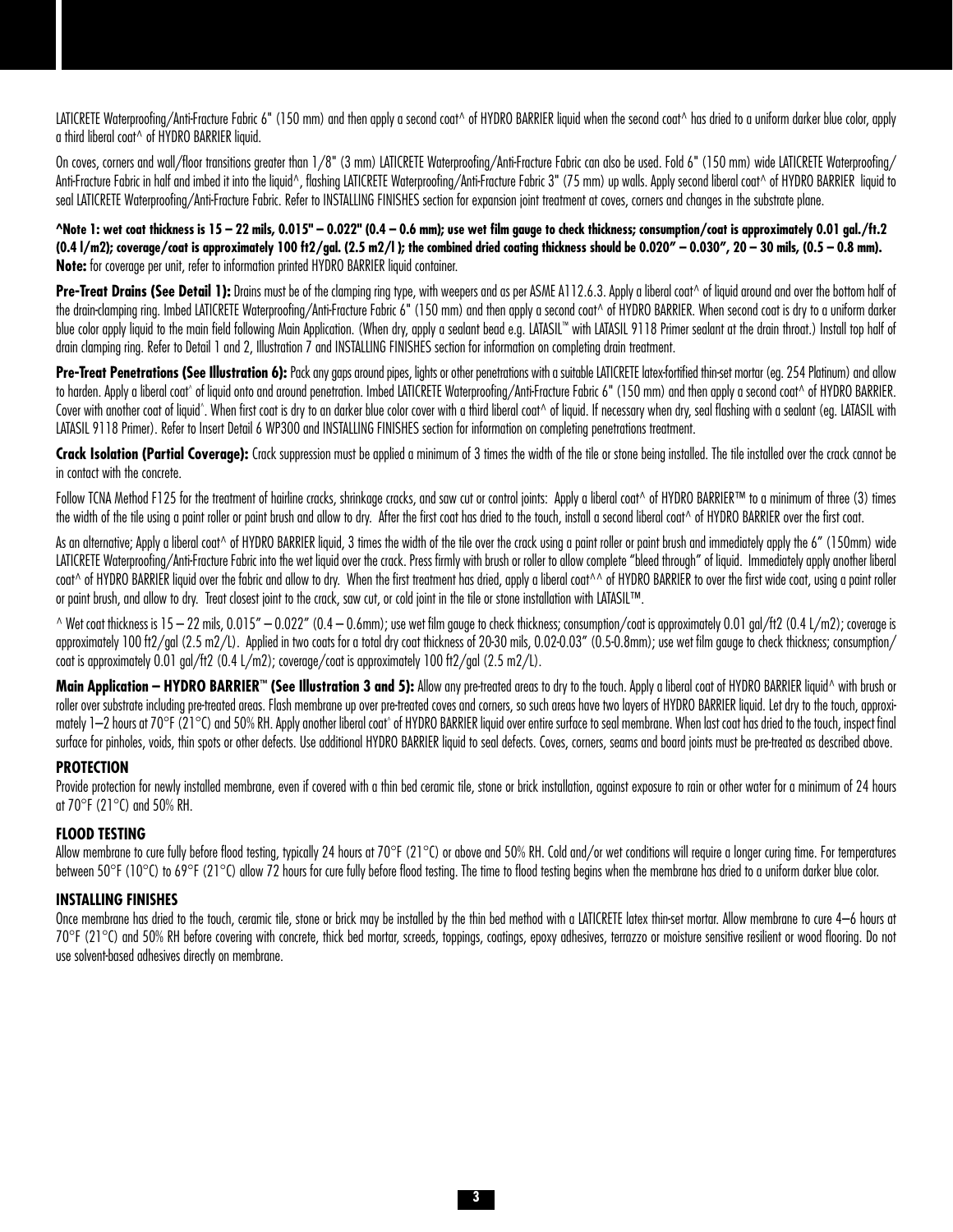LATICRETE Waterproofing/Anti-Fracture Fabric 6" (150 mm) and then apply a second coat^ of HYDRO BARRIER liquid when the second coat^ has dried to a uniform darker blue color, apply a third liberal coat^ of HYDRO BARRIER liquid.

On coves, corners and wall/floor transitions greater than 1/8" (3 mm) LATICRETE Waterproofing/Anti-Fracture Fabric can also be used. Fold 6" (150 mm) wide LATICRETE Waterproofing/Anti-Fracture Fabric in half and imbed it into the liquid^, flashing LATICRETE Waterproofing/Anti-Fracture Fabric 3" (75 mm) up walls. Apply second liberal coat^ of HYDRO BARRIER liquid to seal LATICRETE Waterproofing/Anti-Fracture Fabric. Refer to INSTALLING FINISHES section for expansion joint treatment at coves, corners and changes in the substrate plane.

**^Note 1: wet coat thickness is 15 – 22 mils, 0.015" – 0.022" (0.4 – 0.6 mm); use wet film gauge to check thickness; consumption/coat is approximately 0.01 gal./ft.2 (0.4 l/m2); coverage/coat is approximately 100 ft2/gal. (2.5 m2/l ); the combined dried coating thickness should be 0.020" – 0.030", 20 – 30 mils, (0.5 – 0.8 mm).**
**Note:** for coverage per unit, refer to information printed HYDRO BARRIER liquid container.

**Pre-Treat Drains (See Detail 1):** Drains must be of the clamping ring type, with weepers and as per ASME A112.6.3. Apply a liberal coat^ of liquid around and over the bottom half of the drain-clamping ring. Imbed LATICRETE Waterproofing/Anti-Fracture Fabric 6" (150 mm) and then apply a second coat^ of HYDRO BARRIER. When second coat is dry to a uniform darker blue color apply liquid to the main field following Main Application. (When dry, apply a sealant bead e.g. LATASIL™ with LATASIL 9118 Primer sealant at the drain throat.) Install top half of drain clamping ring. Refer to Detail 1 and 2, Illustration 7 and INSTALLING FINISHES section for information on completing drain treatment.

**Pre-Treat Penetrations (See Illustration 6):** Pack any gaps around pipes, lights or other penetrations with a suitable LATICRETE latex-fortified thin-set mortar (eg. 254 Platinum) and allow to harden. Apply a liberal coat^ of liquid onto and around penetration. Imbed LATICRETE Waterproofing/Anti-Fracture Fabric 6" (150 mm) and then apply a second coat^ of HYDRO BARRIER. Cover with another coat of liquid^. When first coat is dry to an darker blue color cover with a third liberal coat^ of liquid. If necessary when dry, seal flashing with a sealant (eg. LATASIL with LATASIL 9118 Primer). Refer to Insert Detail 6 WP300 and INSTALLING FINISHES section for information on completing penetrations treatment.

**Crack Isolation (Partial Coverage):** Crack suppression must be applied a minimum of 3 times the width of the tile or stone being installed. The tile installed over the crack cannot be in contact with the concrete.

Follow TCNA Method F125 for the treatment of hairline cracks, shrinkage cracks, and saw cut or control joints: Apply a liberal coat^ of HYDRO BARRIER™ to a minimum of three (3) times the width of the tile using a paint roller or paint brush and allow to dry. After the first coat has dried to the touch, install a second liberal coat^ of HYDRO BARRIER over the first coat.

As an alternative; Apply a liberal coat^ of HYDRO BARRIER liquid, 3 times the width of the tile over the crack using a paint roller or paint brush and immediately apply the 6" (150mm) wide LATICRETE Waterproofing/Anti-Fracture Fabric into the wet liquid over the crack. Press firmly with brush or roller to allow complete "bleed through" of liquid. Immediately apply another liberal coat^ of HYDRO BARRIER liquid over the fabric and allow to dry. When the first treatment has dried, apply a liberal coat^^ of HYDRO BARRIER to over the first wide coat, using a paint roller or paint brush, and allow to dry. Treat closest joint to the crack, saw cut, or cold joint in the tile or stone installation with LATASIL™.

^ Wet coat thickness is 15 – 22 mils, 0.015" – 0.022" (0.4 – 0.6mm); use wet film gauge to check thickness; consumption/coat is approximately 0.01 gal/ft2 (0.4 L/m2); coverage is approximately 100 ft2/gal (2.5 m2/L). Applied in two coats for a total dry coat thickness of 20-30 mils, 0.02-0.03" (0.5-0.8mm); use wet film gauge to check thickness; consumption/coat is approximately 0.01 gal/ft2 (0.4 L/m2); coverage/coat is approximately 100 ft2/gal (2.5 m2/L).

**Main Application – HYDRO BARRIER™ (See Illustration 3 and 5):** Allow any pre-treated areas to dry to the touch. Apply a liberal coat of HYDRO BARRIER liquid^ with brush or roller over substrate including pre-treated areas. Flash membrane up over pre-treated coves and corners, so such areas have two layers of HYDRO BARRIER liquid. Let dry to the touch, approximately 1–2 hours at 70°F (21°C) and 50% RH. Apply another liberal coat^ of HYDRO BARRIER liquid over entire surface to seal membrane. When last coat has dried to the touch, inspect final surface for pinholes, voids, thin spots or other defects. Use additional HYDRO BARRIER liquid to seal defects. Coves, corners, seams and board joints must be pre-treated as described above.

## PROTECTION

Provide protection for newly installed membrane, even if covered with a thin bed ceramic tile, stone or brick installation, against exposure to rain or other water for a minimum of 24 hours at 70°F (21°C) and 50% RH.

## FLOOD TESTING

Allow membrane to cure fully before flood testing, typically 24 hours at 70°F (21°C) or above and 50% RH. Cold and/or wet conditions will require a longer curing time. For temperatures between 50°F (10°C) to 69°F (21°C) allow 72 hours for cure fully before flood testing. The time to flood testing begins when the membrane has dried to a uniform darker blue color.

## INSTALLING FINISHES

Once membrane has dried to the touch, ceramic tile, stone or brick may be installed by the thin bed method with a LATICRETE latex thin-set mortar. Allow membrane to cure 4–6 hours at 70°F (21°C) and 50% RH before covering with concrete, thick bed mortar, screeds, toppings, coatings, epoxy adhesives, terrazzo or moisture sensitive resilient or wood flooring. Do not use solvent-based adhesives directly on membrane.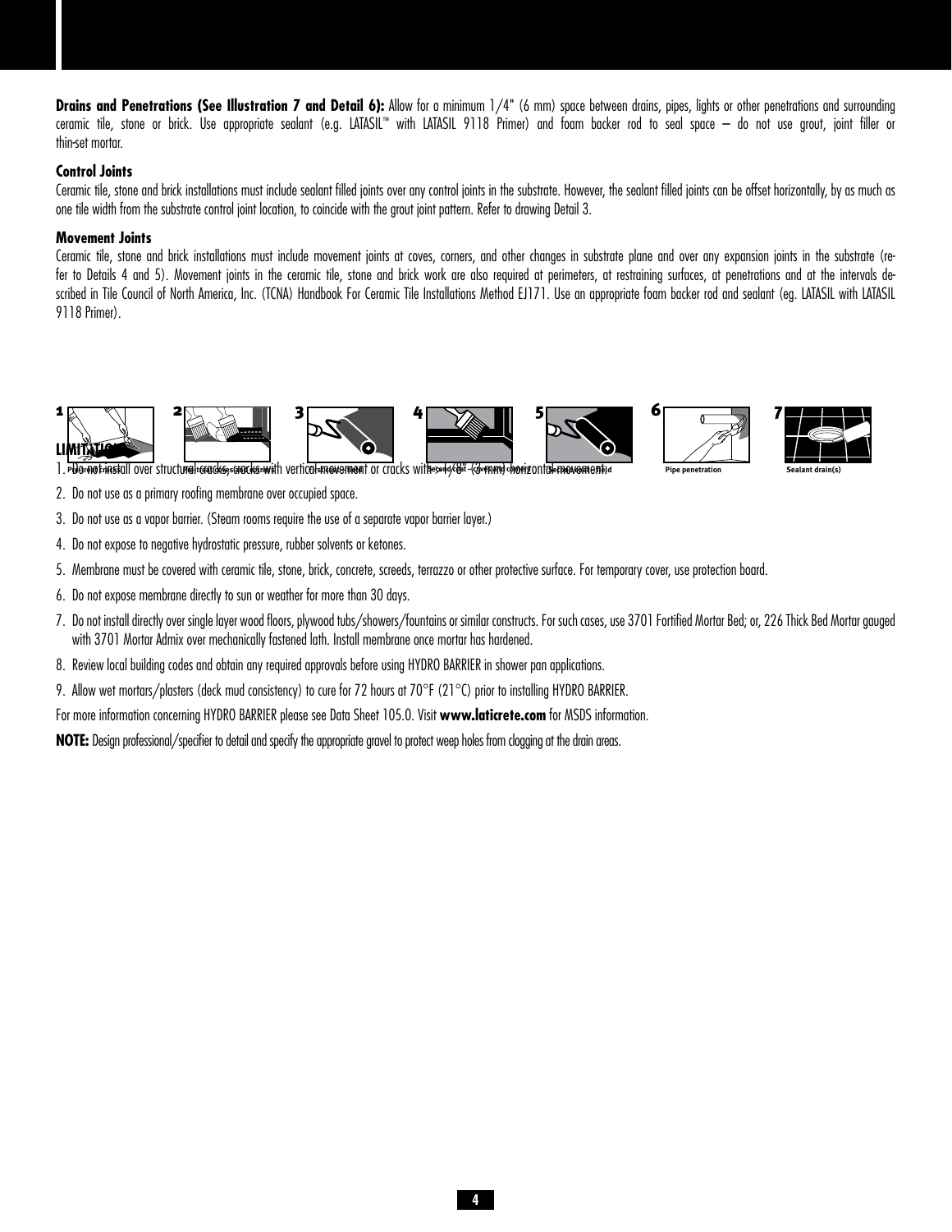**Drains and Penetrations (See Illustration 7 and Detail 6):** Allow for a minimum 1/4" (6 mm) space between drains, pipes, lights or other penetrations and surrounding ceramic tile, stone or brick. Use appropriate sealant (e.g. LATASIL™ with LATASIL 9118 Primer) and foam backer rod to seal space – do not use grout, joint filler or thin-set mortar.

**Control Joints**

Ceramic tile, stone and brick installations must include sealant filled joints over any control joints in the substrate. However, the sealant filled joints can be offset horizontally, by as much as one tile width from the substrate control joint location, to coincide with the grout joint pattern. Refer to drawing Detail 3.

**Movement Joints**

Ceramic tile, stone and brick installations must include movement joints at coves, corners, and other changes in substrate plane and over any expansion joints in the substrate (refer to Details 4 and 5). Movement joints in the ceramic tile, stone and brick work are also required at perimeters, at restraining surfaces, at penetrations and at the intervals described in Tile Council of North America, Inc. (TCNA) Handbook For Ceramic Tile Installations Method EJ171. Use an appropriate foam backer rod and sealant (eg. LATASIL with LATASIL 9118 Primer).

1 Pre-treat cracks

2 Pre-treat coves/corners

3 First coat

4 Second coat

5 Second coat – cover entire field

6 Pipe penetration

7 Sealant drain(s)

**LIMITATIONS**

1. Do not install over structural cracks, cracks with vertical movement or cracks with > 1/8" (3 mm) horizontal movement.
2. Do not use as a primary roofing membrane over occupied space.
3. Do not use as a vapor barrier. (Steam rooms require the use of a separate vapor barrier layer.)
4. Do not expose to negative hydrostatic pressure, rubber solvents or ketones.
5. Membrane must be covered with ceramic tile, stone, brick, concrete, screeds, terrazzo or other protective surface. For temporary cover, use protection board.
6. Do not expose membrane directly to sun or weather for more than 30 days.
7. Do not install directly over single layer wood floors, plywood tubs/showers/fountains or similar constructs. For such cases, use 3701 Fortified Mortar Bed; or, 226 Thick Bed Mortar gauged with 3701 Mortar Admix over mechanically fastened lath. Install membrane once mortar has hardened.
8. Review local building codes and obtain any required approvals before using HYDRO BARRIER in shower pan applications.
9. Allow wet mortars/plasters (deck mud consistency) to cure for 72 hours at 70°F (21°C) prior to installing HYDRO BARRIER.

For more information concerning HYDRO BARRIER please see Data Sheet 105.0. Visit **www.laticrete.com** for MSDS information.

**NOTE:** Design professional/specifier to detail and specify the appropriate gravel to protect weep holes from clogging at the drain areas.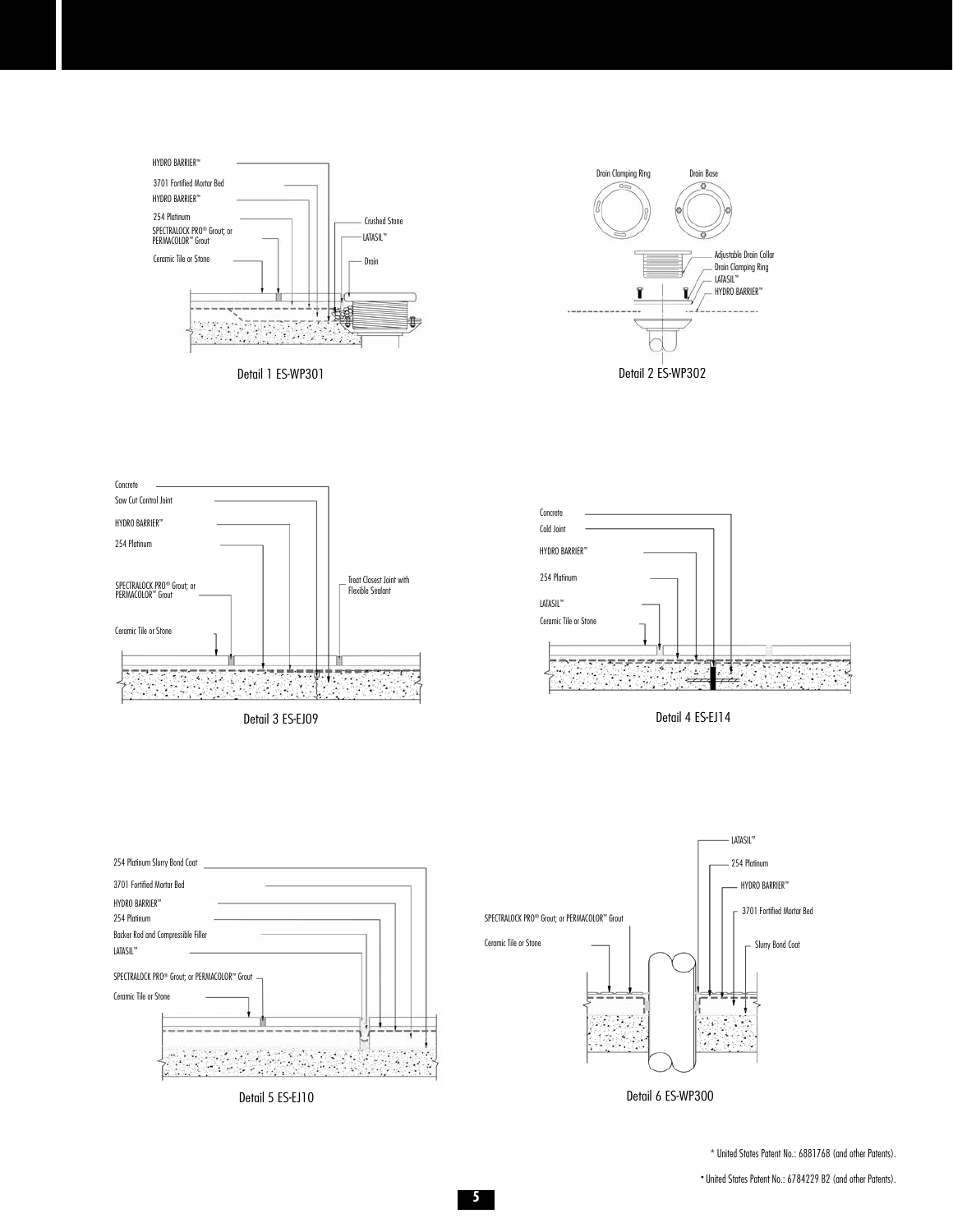HYDRO BARRIER™

3701 Fortified Mortar Bed

HYDRO BARRIER™

254 Platinum

SPECTRALOCK PRO® Grout; or PERMACOLOR™ Grout

Ceramic Tile or Stone

Crushed Stone

LATASIL™

Drain

Detail 1 ES-WP301

Drain Clamping Ring

Drain Base

Adjustable Drain Collar

Drain Clamping Ring

LATASIL™

HYDRO BARRIER™

Detail 2 ES-WP302

Concrete

Saw Cut Control Joint

HYDRO BARRIER™

254 Platinum

SPECTRALOCK PRO® Grout; or PERMACOLOR™ Grout

Ceramic Tile or Stone

Treat Closest Joint with Flexible Sealant

Detail 3 ES-EJ09

Concrete

Cold Joint

HYDRO BARRIER™

254 Platinum

LATASIL™

Ceramic Tile or Stone

Detail 4 ES-EJ14

254 Platinum Slurry Bond Coat

3701 Fortified Mortar Bed

HYDRO BARRIER™

254 Platinum

Backer Rod and Compressible Filler

LATASIL™

SPECTRALOCK PRO® Grout; or PERMACOLOR™ Grout

Ceramic Tile or Stone

Detail 5 ES-EJ10

LATASIL™

254 Platinum

HYDRO BARRIER™

3701 Fortified Mortar Bed

Slurry Bond Coat

SPECTRALOCK PRO® Grout; or PERMACOLOR™ Grout

Ceramic Tile or Stone

Detail 6 ES-WP300

* United States Patent No.: 6881768 (and other Patents).

* United States Patent No.: 6784229 B2 (and other Patents).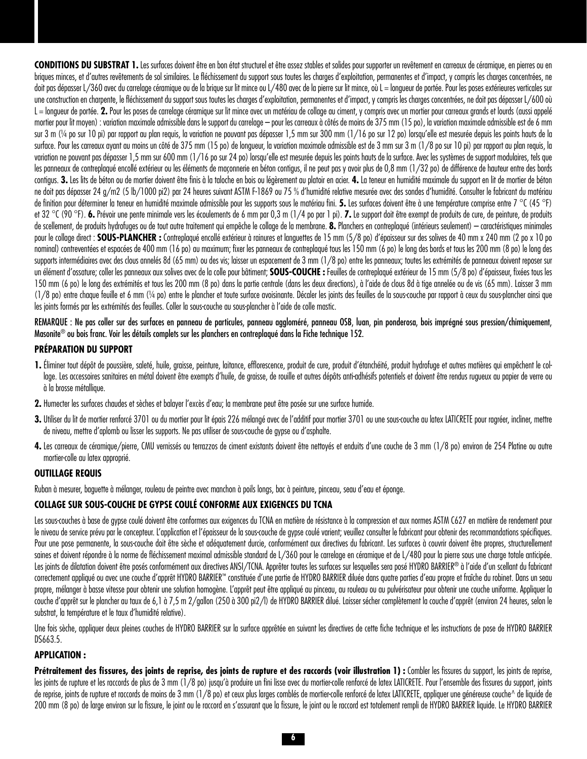**CONDITIONS DU SUBSTRAT 1.** Les surfaces doivent être en bon état structurel et être assez stables et solides pour supporter un revêtement en carreaux de céramique, en pierres ou en briques minces, et d'autres revêtements de sol similaires. Le fléchissement du support sous toutes les charges d'exploitation, permanentes et d'impact, y compris les charges concentrées, ne doit pas dépasser L/360 avec du carrelage céramique ou de la brique sur lit mince ou L/480 avec de la pierre sur lit mince, où L = longueur de portée. Pour les poses extérieures verticales sur une construction en charpente, le fléchissement du support sous toutes les charges d'exploitation, permanentes et d'impact, y compris les charges concentrées, ne doit pas dépasser L/600 où L = longueur de portée. **2.** Pour les poses de carrelage céramique sur lit mince avec un matériau de collage au ciment, y compris avec un mortier pour carreaux grands et lourds (aussi appelé mortier pour lit moyen) : variation maximale admissible dans le support du carrelage – pour les carreaux à côtés de moins de 375 mm (15 po), la variation maximale admissible est de 6 mm sur 3 m (¼ po sur 10 pi) par rapport au plan requis, la variation ne pouvant pas dépasser 1,5 mm sur 300 mm (1/16 po sur 12 po) lorsqu'elle est mesurée depuis les points hauts de la surface. Pour les carreaux ayant au moins un côté de 375 mm (15 po) de longueur, la variation maximale admissible est de 3 mm sur 3 m (1/8 po sur 10 pi) par rapport au plan requis, la variation ne pouvant pas dépasser 1,5 mm sur 600 mm (1/16 po sur 24 po) lorsqu'elle est mesurée depuis les points hauts de la surface. Avec les systèmes de support modulaires, tels que les panneaux de contreplaqué encollé extérieur ou les éléments de maçonnerie en béton contigus, il ne peut pas y avoir plus de 0,8 mm (1/32 po) de différence de hauteur entre des bords contigus. **3.** Les lits de béton ou de mortier doivent être finis à la taloche en bois ou légèrement au platoir en acier. **4.** La teneur en humidité maximale du support en lit de mortier de béton ne doit pas dépasser 24 g/m2 (5 lb/1000 pi2) par 24 heures suivant ASTM F-1869 ou 75 % d'humidité relative mesurée avec des sondes d'humidité. Consulter le fabricant du matériau de finition pour déterminer la teneur en humidité maximale admissible pour les supports sous le matériau fini. **5.** Les surfaces doivent être à une température comprise entre 7 °C (45 °F) et 32 °C (90 °F). **6.** Prévoir une pente minimale vers les écoulements de 6 mm par 0,3 m (1/4 po par 1 pi). **7.** Le support doit être exempt de produits de cure, de peinture, de produits de scellement, de produits hydrofuges ou de tout autre traitement qui empêche le collage de la membrane. **8.** Planchers en contreplaqué (intérieurs seulement) – caractéristiques minimales pour le collage direct : **SOUS-PLANCHER :** Contreplaqué encollé extérieur à rainures et languettes de 15 mm (5/8 po) d'épaisseur sur des solives de 40 mm x 240 mm (2 po x 10 po nominal) contreventées et espacées de 400 mm (16 po) au maximum; fixer les panneaux de contreplaqué tous les 150 mm (6 po) le long des bords et tous les 200 mm (8 po) le long des supports intermédiaires avec des clous annelés 8d (65 mm) ou des vis; laisser un espacement de 3 mm (1/8 po) entre les panneaux; toutes les extrémités de panneaux doivent reposer sur un élément d'ossature; coller les panneaux aux solives avec de la colle pour bâtiment; **SOUS-COUCHE :** Feuilles de contreplaqué extérieur de 15 mm (5/8 po) d'épaisseur, fixées tous les 150 mm (6 po) le long des extrémités et tous les 200 mm (8 po) dans la partie centrale (dans les deux directions), à l'aide de clous 8d à tige annelée ou de vis (65 mm). Laisser 3 mm (1/8 po) entre chaque feuille et 6 mm (¼ po) entre le plancher et toute surface avoisinante. Décaler les joints des feuilles de la sous-couche par rapport à ceux du sous-plancher ainsi que les joints formés par les extrémités des feuilles. Coller la sous-couche au sous-plancher à l'aide de colle mastic.

REMARQUE : Ne pas coller sur des surfaces en panneau de particules, panneau aggloméré, panneau OSB, luan, pin ponderosa, bois imprégné sous pression/chimiquement, Masonite® ou bois franc. Voir les détails complets sur les planchers en contreplaqué dans la Fiche technique 152.

### PRÉPARATION DU SUPPORT

1. Éliminer tout dépôt de poussière, saleté, huile, graisse, peinture, laitance, efflorescence, produit de cure, produit d'étanchéité, produit hydrofuge et autres matières qui empêchent le collage. Les accessoires sanitaires en métal doivent être exempts d'huile, de graisse, de rouille et autres dépôts anti-adhésifs potentiels et doivent être rendus rugueux au papier de verre ou à la brosse métallique.
2. Humecter les surfaces chaudes et sèches et balayer l'excès d'eau; la membrane peut être posée sur une surface humide.
3. Utiliser du lit de mortier renforcé 3701 ou du mortier pour lit épais 226 mélangé avec de l'additif pour mortier 3701 ou une sous-couche au latex LATICRETE pour ragréer, incliner, mettre de niveau, mettre d'aplomb ou lisser les supports. Ne pas utiliser de sous-couche de gypse ou d'asphalte.
4. Les carreaux de céramique/pierre, CMU vernissés ou terrazzos de ciment existants doivent être nettoyés et enduits d'une couche de 3 mm (1/8 po) environ de 254 Platine ou autre mortier-colle au latex approprié.

### OUTILLAGE REQUIS

Ruban à mesurer, baguette à mélanger, rouleau de peintre avec manchon à poils longs, bac à peinture, pinceau, seau d'eau et éponge.

### COLLAGE SUR SOUS-COUCHE DE GYPSE COULÉ CONFORME AUX EXIGENCES DU TCNA

Les sous-couches à base de gypse coulé doivent être conformes aux exigences du TCNA en matière de résistance à la compression et aux normes ASTM C627 en matière de rendement pour le niveau de service prévu par le concepteur. L'application et l'épaisseur de la sous-couche de gypse coulé varient; veuillez consulter le fabricant pour obtenir des recommandations spécifiques. Pour une pose permanente, la sous-couche doit être sèche et adéquatement durcie, conformément aux directives du fabricant. Les surfaces à couvrir doivent être propres, structurellement saines et doivent répondre à la norme de fléchissement maximal admissible standard de L/360 pour le carrelage en céramique et de L/480 pour la pierre sous une charge totale anticipée. Les joints de dilatation doivent être posés conformément aux directives ANSI/TCNA. Apprêter toutes les surfaces sur lesquelles sera posé HYDRO BARRIER® à l'aide d'un scellant du fabricant correctement appliqué ou avec une couche d'apprêt HYDRO BARRIER™ constituée d'une partie de HYDRO BARRIER diluée dans quatre parties d'eau propre et fraîche du robinet. Dans un seau propre, mélanger à basse vitesse pour obtenir une solution homogène. L'apprêt peut être appliqué au pinceau, au rouleau ou au pulvérisateur pour obtenir une couche uniforme. Appliquer la couche d'apprêt sur le plancher au taux de 6,1 à 7,5 m 2/gallon (250 à 300 pi2/l) de HYDRO BARRIER dilué. Laisser sécher complètement la couche d'apprêt (environ 24 heures, selon le substrat, la température et le taux d'humidité relative).

Une fois sèche, appliquer deux pleines couches de HYDRO BARRIER sur la surface apprêtée en suivant les directives de cette fiche technique et les instructions de pose de HYDRO BARRIER DS663.5.

### APPLICATION :

**Prétraitement des fissures, des joints de reprise, des joints de rupture et des raccords (voir illustration 1) :** Combler les fissures du support, les joints de reprise, les joints de rupture et les raccords de plus de 3 mm (1/8 po) jusqu'à produire un fini lisse avec du mortier-colle renforcé de latex LATICRETE. Pour l'ensemble des fissures du support, joints de reprise, joints de rupture et raccords de moins de 3 mm (1/8 po) et ceux plus larges comblés de mortier-colle renforcé de latex LATICRETE, appliquer une généreuse couche^ de liquide de 200 mm (8 po) de large environ sur la fissure, le joint ou le raccord en s'assurant que la fissure, le joint ou le raccord est totalement rempli de HYDRO BARRIER liquide. Le HYDRO BARRIER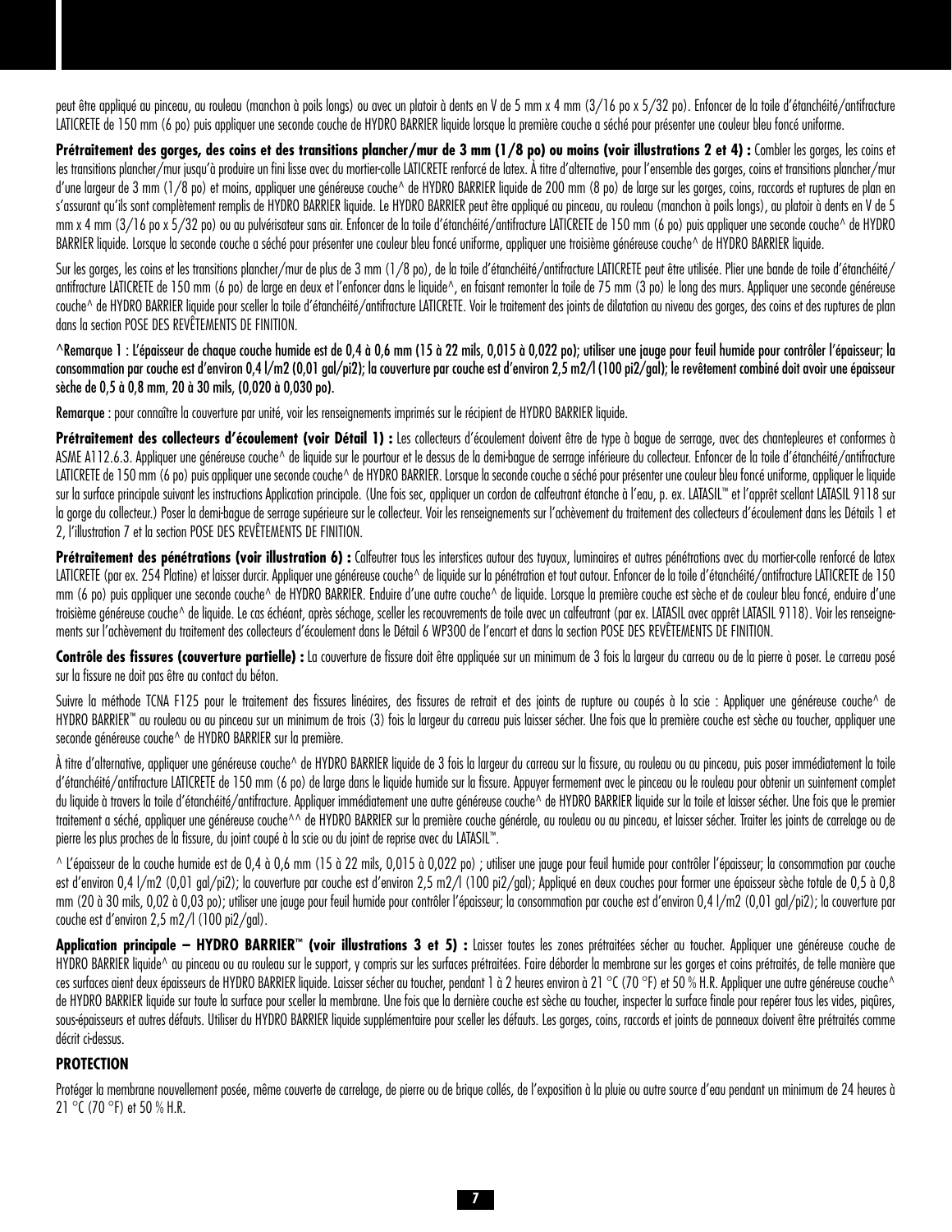peut être appliqué au pinceau, au rouleau (manchon à poils longs) ou avec un platoir à dents en V de 5 mm x 4 mm (3/16 po x 5/32 po). Enfoncer de la toile d'étanchéité/antifracture LATICRETE de 150 mm (6 po) puis appliquer une seconde couche de HYDRO BARRIER liquide lorsque la première couche a séché pour présenter une couleur bleu foncé uniforme.

**Prétraitement des gorges, des coins et des transitions plancher/mur de 3 mm (1/8 po) ou moins (voir illustrations 2 et 4) :** Combler les gorges, les coins et les transitions plancher/mur jusqu'à produire un fini lisse avec du mortier-colle LATICRETE renforcé de latex. À titre d'alternative, pour l'ensemble des gorges, coins et transitions plancher/mur d'une largeur de 3 mm (1/8 po) et moins, appliquer une généreuse couche^ de HYDRO BARRIER liquide de 200 mm (8 po) de large sur les gorges, coins, raccords et ruptures de plan en s'assurant qu'ils sont complètement remplis de HYDRO BARRIER liquide. Le HYDRO BARRIER peut être appliqué au pinceau, au rouleau (manchon à poils longs), au platoir à dents en V de 5 mm x 4 mm (3/16 po x 5/32 po) ou au pulvérisateur sans air. Enfoncer de la toile d'étanchéité/antifracture LATICRETE de 150 mm (6 po) puis appliquer une seconde couche^ de HYDRO BARRIER liquide. Lorsque la seconde couche a séché pour présenter une couleur bleu foncé uniforme, appliquer une troisième généreuse couche^ de HYDRO BARRIER liquide.

Sur les gorges, les coins et les transitions plancher/mur de plus de 3 mm (1/8 po), de la toile d'étanchéité/antifracture LATICRETE peut être utilisée. Plier une bande de toile d'étanchéité/antifracture LATICRETE de 150 mm (6 po) de large en deux et l'enfoncer dans le liquide^, en faisant remonter la toile de 75 mm (3 po) le long des murs. Appliquer une seconde généreuse couche^ de HYDRO BARRIER liquide pour sceller la toile d'étanchéité/antifracture LATICRETE. Voir le traitement des joints de dilatation au niveau des gorges, des coins et des ruptures de plan dans la section POSE DES REVÊTEMENTS DE FINITION.

^Remarque 1 : L'épaisseur de chaque couche humide est de 0,4 à 0,6 mm (15 à 22 mils, 0,015 à 0,022 po); utiliser une jauge pour feuil humide pour contrôler l'épaisseur; la consommation par couche est d'environ 0,4 l/m2 (0,01 gal/pi2); la couverture par couche est d'environ 2,5 m2/l (100 pi2/gal); le revêtement combiné doit avoir une épaisseur sèche de 0,5 à 0,8 mm, 20 à 30 mils, (0,020 à 0,030 po).

Remarque : pour connaître la couverture par unité, voir les renseignements imprimés sur le récipient de HYDRO BARRIER liquide.

**Prétraitement des collecteurs d'écoulement (voir Détail 1) :** Les collecteurs d'écoulement doivent être de type à bague de serrage, avec des chantepleures et conformes à ASME A112.6.3. Appliquer une généreuse couche^ de liquide sur le pourtour et le dessus de la demi-bague de serrage inférieure du collecteur. Enfoncer de la toile d'étanchéité/antifracture LATICRETE de 150 mm (6 po) puis appliquer une seconde couche^ de HYDRO BARRIER. Lorsque la seconde couche a séché pour présenter une couleur bleu foncé uniforme, appliquer le liquide sur la surface principale suivant les instructions Application principale. (Une fois sec, appliquer un cordon de calfeutrant étanche à l'eau, p. ex. LATASIL™ et l'apprêt scellant LATASIL 9118 sur la gorge du collecteur.) Poser la demi-bague de serrage supérieure sur le collecteur. Voir les renseignements sur l'achèvement du traitement des collecteurs d'écoulement dans les Détails 1 et 2, l'illustration 7 et la section POSE DES REVÊTEMENTS DE FINITION.

**Prétraitement des pénétrations (voir illustration 6) :** Calfeutrer tous les interstices autour des tuyaux, luminaires et autres pénétrations avec du mortier-colle renforcé de latex LATICRETE (par ex. 254 Platine) et laisser durcir. Appliquer une généreuse couche^ de liquide sur la pénétration et tout autour. Enfoncer de la toile d'étanchéité/antifracture LATICRETE de 150 mm (6 po) puis appliquer une seconde couche^ de HYDRO BARRIER. Enduire d'une autre couche^ de liquide. Lorsque la première couche est sèche et de couleur bleu foncé, enduire d'une troisième généreuse couche^ de liquide. Le cas échéant, après séchage, sceller les recouvrements de toile avec un calfeutrant (par ex. LATASIL avec apprêt LATASIL 9118). Voir les renseignements sur l'achèvement du traitement des collecteurs d'écoulement dans le Détail 6 WP300 de l'encart et dans la section POSE DES REVÊTEMENTS DE FINITION.

**Contrôle des fissures (couverture partielle) :** La couverture de fissure doit être appliquée sur un minimum de 3 fois la largeur du carreau ou de la pierre à poser. Le carreau posé sur la fissure ne doit pas être au contact du béton.

Suivre la méthode TCNA F125 pour le traitement des fissures linéaires, des fissures de retrait et des joints de rupture ou coupés à la scie : Appliquer une généreuse couche^ de HYDRO BARRIER™ au rouleau ou au pinceau sur un minimum de trois (3) fois la largeur du carreau puis laisser sécher. Une fois que la première couche est sèche au toucher, appliquer une seconde généreuse couche^ de HYDRO BARRIER sur la première.

À titre d'alternative, appliquer une généreuse couche^ de HYDRO BARRIER liquide de 3 fois la largeur du carreau sur la fissure, au rouleau ou au pinceau, puis poser immédiatement la toile d'étanchéité/antifracture LATICRETE de 150 mm (6 po) de large dans le liquide humide sur la fissure. Appuyer fermement avec le pinceau ou le rouleau pour obtenir un suintement complet du liquide à travers la toile d'étanchéité/antifracture. Appliquer immédiatement une autre généreuse couche^ de HYDRO BARRIER liquide sur la toile et laisser sécher. Une fois que le premier traitement a séché, appliquer une généreuse couche^^ de HYDRO BARRIER sur la première couche générale, au rouleau ou au pinceau, et laisser sécher. Traiter les joints de carrelage ou de pierre les plus proches de la fissure, du joint coupé à la scie ou du joint de reprise avec du LATASIL™.

^ L'épaisseur de la couche humide est de 0,4 à 0,6 mm (15 à 22 mils, 0,015 à 0,022 po) ; utiliser une jauge pour feuil humide pour contrôler l'épaisseur; la consommation par couche est d'environ 0,4 l/m2 (0,01 gal/pi2); la couverture par couche est d'environ 2,5 m2/l (100 pi2/gal); Appliqué en deux couches pour former une épaisseur sèche totale de 0,5 à 0,8 mm (20 à 30 mils, 0,02 à 0,03 po); utiliser une jauge pour feuil humide pour contrôler l'épaisseur; la consommation par couche est d'environ 0,4 l/m2 (0,01 gal/pi2); la couverture par couche est d'environ 2,5 m2/l (100 pi2/gal).

**Application principale – HYDRO BARRIER™ (voir illustrations 3 et 5) :** Laisser toutes les zones prétraitées sécher au toucher. Appliquer une généreuse couche de HYDRO BARRIER liquide^ au pinceau ou au rouleau sur le support, y compris sur les surfaces prétraitées. Faire déborder la membrane sur les gorges et coins prétraités, de telle manière que ces surfaces aient deux épaisseurs de HYDRO BARRIER liquide. Laisser sécher au toucher, pendant 1 à 2 heures environ à 21 °C (70 °F) et 50 % H.R. Appliquer une autre généreuse couche^ de HYDRO BARRIER liquide sur toute la surface pour sceller la membrane. Une fois que la dernière couche est sèche au toucher, inspecter la surface finale pour repérer tous les vides, piqûres, sous-épaisseurs et autres défauts. Utiliser du HYDRO BARRIER liquide supplémentaire pour sceller les défauts. Les gorges, coins, raccords et joints de panneaux doivent être prétraités comme décrit ci-dessus.

## PROTECTION

Protéger la membrane nouvellement posée, même couverte de carrelage, de pierre ou de brique collés, de l'exposition à la pluie ou autre source d'eau pendant un minimum de 24 heures à 21 °C (70 °F) et 50 % H.R.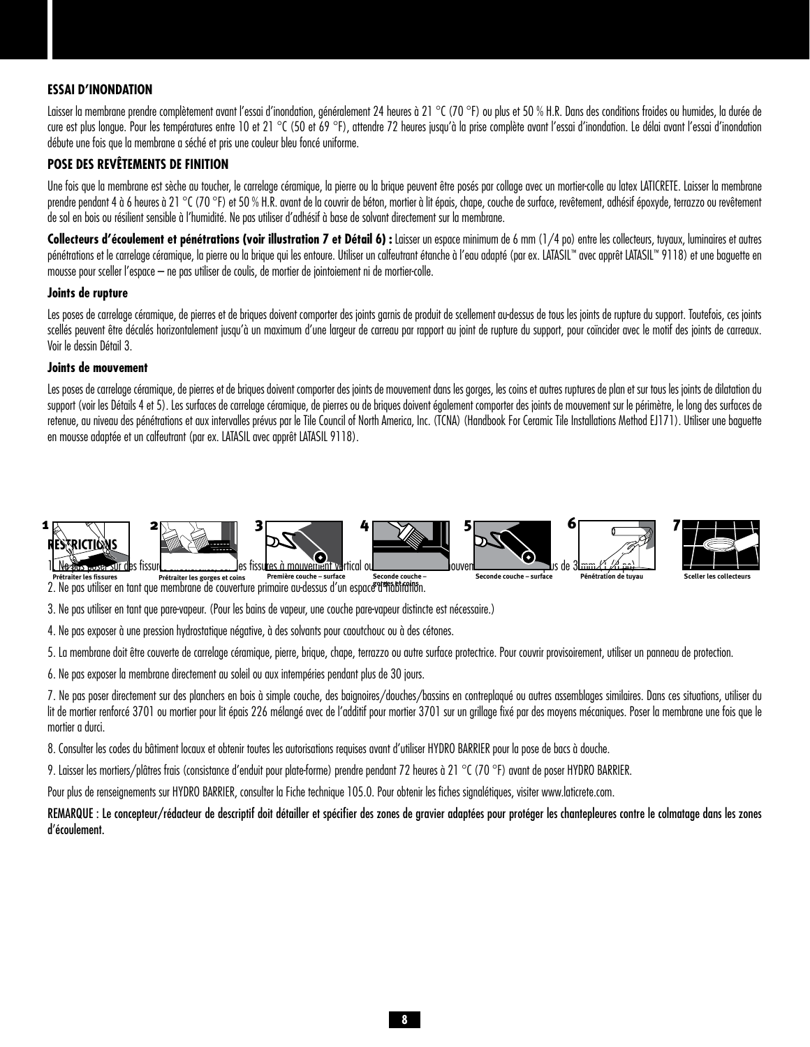## ESSAI D'INONDATION

Laisser la membrane prendre complètement avant l'essai d'inondation, généralement 24 heures à 21 °C (70 °F) ou plus et 50 % H.R. Dans des conditions froides ou humides, la durée de cure est plus longue. Pour les températures entre 10 et 21 °C (50 et 69 °F), attendre 72 heures jusqu'à la prise complète avant l'essai d'inondation. Le délai avant l'essai d'inondation débute une fois que la membrane a séché et pris une couleur bleu foncé uniforme.

## POSE DES REVÊTEMENTS DE FINITION

Une fois que la membrane est sèche au toucher, le carrelage céramique, la pierre ou la brique peuvent être posés par collage avec un mortier-colle au latex LATICRETE. Laisser la membrane prendre pendant 4 à 6 heures à 21 °C (70 °F) et 50 % H.R. avant de la couvrir de béton, mortier à lit épais, chape, couche de surface, revêtement, adhésif époxyde, terrazzo ou revêtement de sol en bois ou résilient sensible à l'humidité. Ne pas utiliser d'adhésif à base de solvant directement sur la membrane.

**Collecteurs d'écoulement et pénétrations (voir illustration 7 et Détail 6) :** Laisser un espace minimum de 6 mm (1/4 po) entre les collecteurs, tuyaux, luminaires et autres pénétrations et le carrelage céramique, la pierre ou la brique qui les entoure. Utiliser un calfeutrant étanche à l'eau adapté (par ex. LATASIL™ avec apprêt LATASIL™ 9118) et une baguette en mousse pour sceller l'espace – ne pas utiliser de coulis, de mortier de jointoiement ni de mortier-colle.

### Joints de rupture

Les poses de carrelage céramique, de pierres et de briques doivent comporter des joints garnis de produit de scellement au-dessus de tous les joints de rupture du support. Toutefois, ces joints scellés peuvent être décalés horizontalement jusqu'à un maximum d'une largeur de carreau par rapport au joint de rupture du support, pour coïncider avec le motif des joints de carreaux. Voir le dessin Détail 3.

### Joints de mouvement

Les poses de carrelage céramique, de pierres et de briques doivent comporter des joints de mouvement dans les gorges, les coins et autres ruptures de plan et sur tous les joints de dilatation du support (voir les Détails 4 et 5). Les surfaces de carrelage céramique, de pierres ou de briques doivent également comporter des joints de mouvement sur le périmètre, le long des surfaces de retenue, au niveau des pénétrations et aux intervalles prévus par le Tile Council of North America, Inc. (TCNA) (Handbook For Ceramic Tile Installations Method EJ171). Utiliser une baguette en mousse adaptée et un calfeutrant (par ex. LATASIL avec apprêt LATASIL 9118).

1 Prétraiter les fissures | 2 Prétraiter les gorges et coins | 3 Première couche – surface | 4 Seconde couche – gorges et coins | 5 Seconde couche – surface | 6 Pénétration de tuyau | 7 Sceller les collecteurs

## RESTRICTIONS

1. Ne pas poser sur des fissures [...] des fissures à mouvement vertical ou [...] mouvement [...] plus de 3 mm (1/8 po).
2. Ne pas utiliser en tant que membrane de couverture primaire au-dessus d'un espace d'habitation.
3. Ne pas utiliser en tant que pare-vapeur. (Pour les bains de vapeur, une couche pare-vapeur distincte est nécessaire.)
4. Ne pas exposer à une pression hydrostatique négative, à des solvants pour caoutchouc ou à des cétones.
5. La membrane doit être couverte de carrelage céramique, pierre, brique, chape, terrazzo ou autre surface protectrice. Pour couvrir provisoirement, utiliser un panneau de protection.
6. Ne pas exposer la membrane directement au soleil ou aux intempéries pendant plus de 30 jours.
7. Ne pas poser directement sur des planchers en bois à simple couche, des baignoires/douches/bassins en contreplaqué ou autres assemblages similaires. Dans ces situations, utiliser du lit de mortier renforcé 3701 ou mortier pour lit épais 226 mélangé avec de l'additif pour mortier 3701 sur un grillage fixé par des moyens mécaniques. Poser la membrane une fois que le mortier a durci.
8. Consulter les codes du bâtiment locaux et obtenir toutes les autorisations requises avant d'utiliser HYDRO BARRIER pour la pose de bacs à douche.
9. Laisser les mortiers/plâtres frais (consistance d'enduit pour plate-forme) prendre pendant 72 heures à 21 °C (70 °F) avant de poser HYDRO BARRIER.

Pour plus de renseignements sur HYDRO BARRIER, consulter la Fiche technique 105.0. Pour obtenir les fiches signalétiques, visiter www.laticrete.com.

**REMARQUE : Le concepteur/rédacteur de descriptif doit détailler et spécifier des zones de gravier adaptées pour protéger les chantepleures contre le colmatage dans les zones d'écoulement.**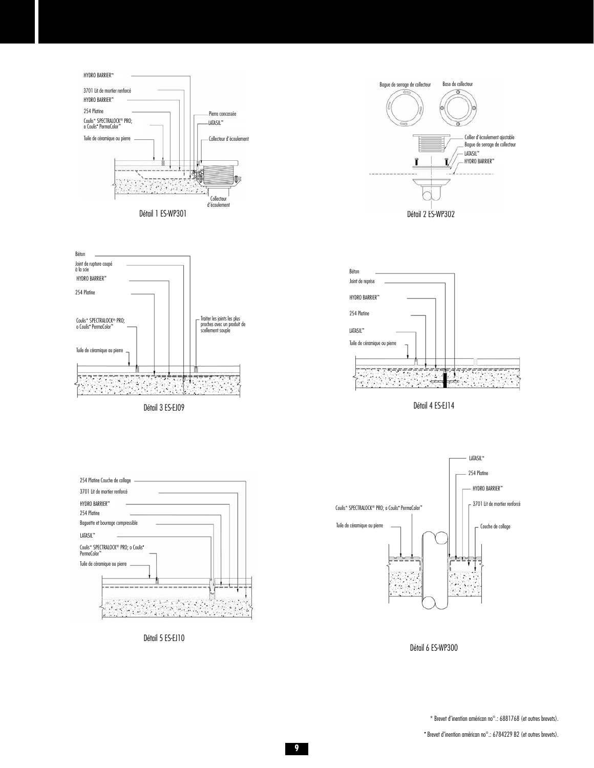HYDRO BARRIER™

3701 Lit de mortier renforcé

HYDRO BARRIER™

254 Platine

Coulis* SPECTRALOCK® PRO; o Coulis* PermaColor™

Tuile de céramique ou pierre

Pierre concassée

LATASIL™

Collecteur d'écoulement

Collecteur d'écoulement

Détail 1 ES-WP301

Bague de serrage de collecteur

Base de collecteur

Collier d'écoulement ajustable

Bague de serrage de collecteur

LATASIL™

HYDRO BARRIER™

Détail 2 ES-WP302

Béton

Joint de rupture coupé à la scie

HYDRO BARRIER™

254 Platine

Coulis* SPECTRALOCK® PRO; o Coulis* PermaColor™

Tuile de céramique ou pierre

Traiter les joints les plus proches avec un produit de scellement souple

Détail 3 ES-EJ09

Béton

Joint de reprise

HYDRO BARRIER™

254 Platine

LATASIL™

Tuile de céramique ou pierre

Détail 4 ES-EJ14

254 Platine Couche de collage

3701 Lit de mortier renforcé

HYDRO BARRIER™

254 Platine

Baguette et bourrage compressible

LATASIL™

Coulis* SPECTRALOCK® PRO; o Coulis* PermaColor™

Tuile de céramique ou pierre

Détail 5 ES-EJ10

LATASIL™

254 Platine

HYDRO BARRIER™

3701 Lit de mortier renforcé

Coulis* SPECTRALOCK® PRO; o Coulis* PermaColor™

Tuile de céramique ou pierre

Couche de collage

Détail 6 ES-WP300

\* Brevet d'inention américan no°.: 6881768 (et outres brevets).

\* Brevet d'inention américan no°.: 6784229 B2 (et outres brevets).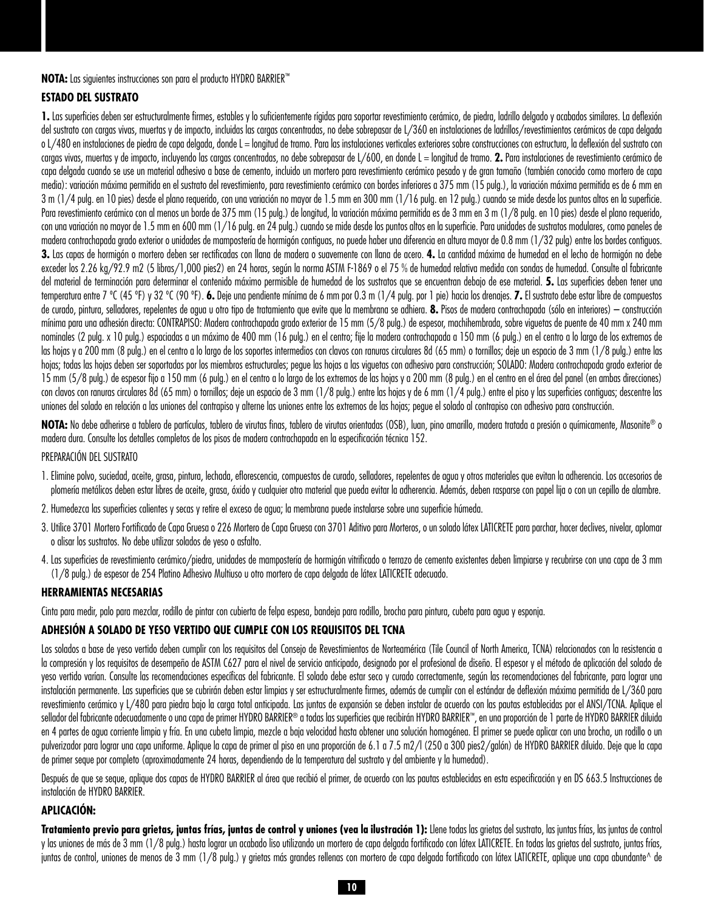**NOTA:** Las siguientes instrucciones son para el producto HYDRO BARRIER™

## ESTADO DEL SUSTRATO

**1.** Las superficies deben ser estructuralmente firmes, estables y lo suficientemente rígidas para soportar revestimiento cerámico, de piedra, ladrillo delgado y acabados similares. La deflexión del sustrato con cargas vivas, muertas y de impacto, incluidas las cargas concentradas, no debe sobrepasar de L/360 en instalaciones de ladrillos/revestimientos cerámicos de capa delgada o L/480 en instalaciones de piedra de capa delgada, donde L = longitud de tramo. Para las instalaciones verticales exteriores sobre construcciones con estructura, la deflexión del sustrato con cargas vivas, muertas y de impacto, incluyendo las cargas concentradas, no debe sobrepasar de L/600, en donde L = longitud de tramo. **2.** Para instalaciones de revestimiento cerámico de capa delgada cuando se use un material adhesivo a base de cemento, incluido un mortero para revestimiento cerámico pesado y de gran tamaño (también conocido como mortero de capa media): variación máxima permitida en el sustrato del revestimiento, para revestimiento cerámico con bordes inferiores a 375 mm (15 pulg.), la variación máxima permitida es de 6 mm en 3 m (1/4 pulg. en 10 pies) desde el plano requerido, con una variación no mayor de 1.5 mm en 300 mm (1/16 pulg. en 12 pulg.) cuando se mide desde los puntos altos en la superficie. Para revestimiento cerámico con al menos un borde de 375 mm (15 pulg.) de longitud, la variación máxima permitida es de 3 mm en 3 m (1/8 pulg. en 10 pies) desde el plano requerido, con una variación no mayor de 1.5 mm en 600 mm (1/16 pulg. en 24 pulg.) cuando se mide desde los puntos altos en la superficie. Para unidades de sustratos modulares, como paneles de madera contrachapada grado exterior o unidades de mampostería de hormigón contiguas, no puede haber una diferencia en altura mayor de 0.8 mm (1/32 pulg) entre los bordes contiguos. **3.** Las capas de hormigón o mortero deben ser rectificadas con llana de madera o suavemente con llana de acero. **4.** La cantidad máxima de humedad en el lecho de hormigón no debe exceder los 2.26 kg/92.9 m2 (5 libras/1,000 pies2) en 24 horas, según la norma ASTM F-1869 o el 75 % de humedad relativa medida con sondas de humedad. Consulte al fabricante del material de terminación para determinar el contenido máximo permisible de humedad de los sustratos que se encuentran debajo de ese material. **5.** Las superficies deben tener una temperatura entre 7 °C (45 °F) y 32 °C (90 °F). **6.** Deje una pendiente mínima de 6 mm por 0.3 m (1/4 pulg. por 1 pie) hacia los drenajes. **7.** El sustrato debe estar libre de compuestos de curado, pintura, selladores, repelentes de agua u otro tipo de tratamiento que evite que la membrana se adhiera. **8.** Pisos de madera contrachapada (sólo en interiores) – construcción mínima para una adhesión directa: CONTRAPISO: Madera contrachapada grado exterior de 15 mm (5/8 pulg.) de espesor, machihembrada, sobre viguetas de puente de 40 mm x 240 mm nominales (2 pulg. x 10 pulg.) espaciadas a un máximo de 400 mm (16 pulg.) en el centro; fije la madera contrachapada a 150 mm (6 pulg.) en el centro a lo largo de los extremos de las hojas y a 200 mm (8 pulg.) en el centro a lo largo de los soportes intermedios con clavos con ranuras circulares 8d (65 mm) o tornillos; deje un espacio de 3 mm (1/8 pulg.) entre las hojas; todas las hojas deben ser soportadas por los miembros estructurales; pegue las hojas a las viguetas con adhesivo para construcción; SOLADO: Madera contrachapada grado exterior de 15 mm (5/8 pulg.) de espesor fijo a 150 mm (6 pulg.) en el centro a lo largo de los extremos de las hojas y a 200 mm (8 pulg.) en el centro en el área del panel (en ambas direcciones) con clavos con ranuras circulares 8d (65 mm) o tornillos; deje un espacio de 3 mm (1/8 pulg.) entre las hojas y de 6 mm (1/4 pulg.) entre el piso y las superficies contiguas; descentre las uniones del solado en relación a las uniones del contrapiso y alterne las uniones entre los extremos de las hojas; pegue el solado al contrapiso con adhesivo para construcción.

**NOTA:** No debe adherirse a tablero de partículas, tablero de virutas finas, tablero de virutas orientadas (OSB), luan, pino amarillo, madera tratada a presión o químicamente, Masonite® o madera dura. Consulte los detalles completos de los pisos de madera contrachapada en la especificación técnica 152.

PREPARACIÓN DEL SUSTRATO

1. Elimine polvo, suciedad, aceite, grasa, pintura, lechada, eflorescencia, compuestos de curado, selladores, repelentes de agua y otros materiales que evitan la adherencia. Los accesorios de plomería metálicos deben estar libres de aceite, grasa, óxido y cualquier otro material que pueda evitar la adherencia. Además, deben rasparse con papel lija o con un cepillo de alambre.
2. Humedezca las superficies calientes y secas y retire el exceso de agua; la membrana puede instalarse sobre una superficie húmeda.
3. Utilice 3701 Mortero Fortificado de Capa Gruesa o 226 Mortero de Capa Gruesa con 3701 Aditivo para Morteros, o un solado látex LATICRETE para parchar, hacer declives, nivelar, aplomar o alisar los sustratos. No debe utilizar solados de yeso o asfalto.
4. Las superficies de revestimiento cerámico/piedra, unidades de mampostería de hormigón vitrificado o terrazo de cemento existentes deben limpiarse y recubrirse con una capa de 3 mm (1/8 pulg.) de espesor de 254 Platino Adhesivo Multiuso u otro mortero de capa delgada de látex LATICRETE adecuado.

## HERRAMIENTAS NECESARIAS

Cinta para medir, palo para mezclar, rodillo de pintar con cubierta de felpa espesa, bandeja para rodillo, brocha para pintura, cubeta para agua y esponja.

## ADHESIÓN A SOLADO DE YESO VERTIDO QUE CUMPLE CON LOS REQUISITOS DEL TCNA

Los solados a base de yeso vertido deben cumplir con los requisitos del Consejo de Revestimientos de Norteamérica (Tile Council of North America, TCNA) relacionados con la resistencia a la compresión y los requisitos de desempeño de ASTM C627 para el nivel de servicio anticipado, designado por el profesional de diseño. El espesor y el método de aplicación del solado de yeso vertido varían. Consulte las recomendaciones específicas del fabricante. El solado debe estar seco y curado correctamente, según las recomendaciones del fabricante, para lograr una instalación permanente. Las superficies que se cubrirán deben estar limpias y ser estructuralmente firmes, además de cumplir con el estándar de deflexión máxima permitida de L/360 para revestimiento cerámico y L/480 para piedra bajo la carga total anticipada. Las juntas de expansión se deben instalar de acuerdo con las pautas establecidas por el ANSI/TCNA. Aplique el sellador del fabricante adecuadamente o una capa de primer HYDRO BARRIER® a todas las superficies que recibirán HYDRO BARRIER™, en una proporción de 1 parte de HYDRO BARRIER diluida en 4 partes de agua corriente limpia y fría. En una cubeta limpia, mezcle a baja velocidad hasta obtener una solución homogénea. El primer se puede aplicar con una brocha, un rodillo o un pulverizador para lograr una capa uniforme. Aplique la capa de primer al piso en una proporción de 6.1 a 7.5 m2/l (250 a 300 pies2/galón) de HYDRO BARRIER diluido. Deje que la capa de primer seque por completo (aproximadamente 24 horas, dependiendo de la temperatura del sustrato y del ambiente y la humedad).

Después de que se seque, aplique dos capas de HYDRO BARRIER al área que recibió el primer, de acuerdo con las pautas establecidas en esta especificación y en DS 663.5 Instrucciones de instalación de HYDRO BARRIER.

## APLICACIÓN:

**Tratamiento previo para grietas, juntas frías, juntas de control y uniones (vea la ilustración 1):** Llene todas las grietas del sustrato, las juntas frías, las juntas de control y las uniones de más de 3 mm (1/8 pulg.) hasta lograr un acabado liso utilizando un mortero de capa delgada fortificado con látex LATICRETE. En todas las grietas del sustrato, juntas frías, juntas de control, uniones de menos de 3 mm (1/8 pulg.) y grietas más grandes rellenas con mortero de capa delgada fortificado con látex LATICRETE, aplique una capa abundante^ de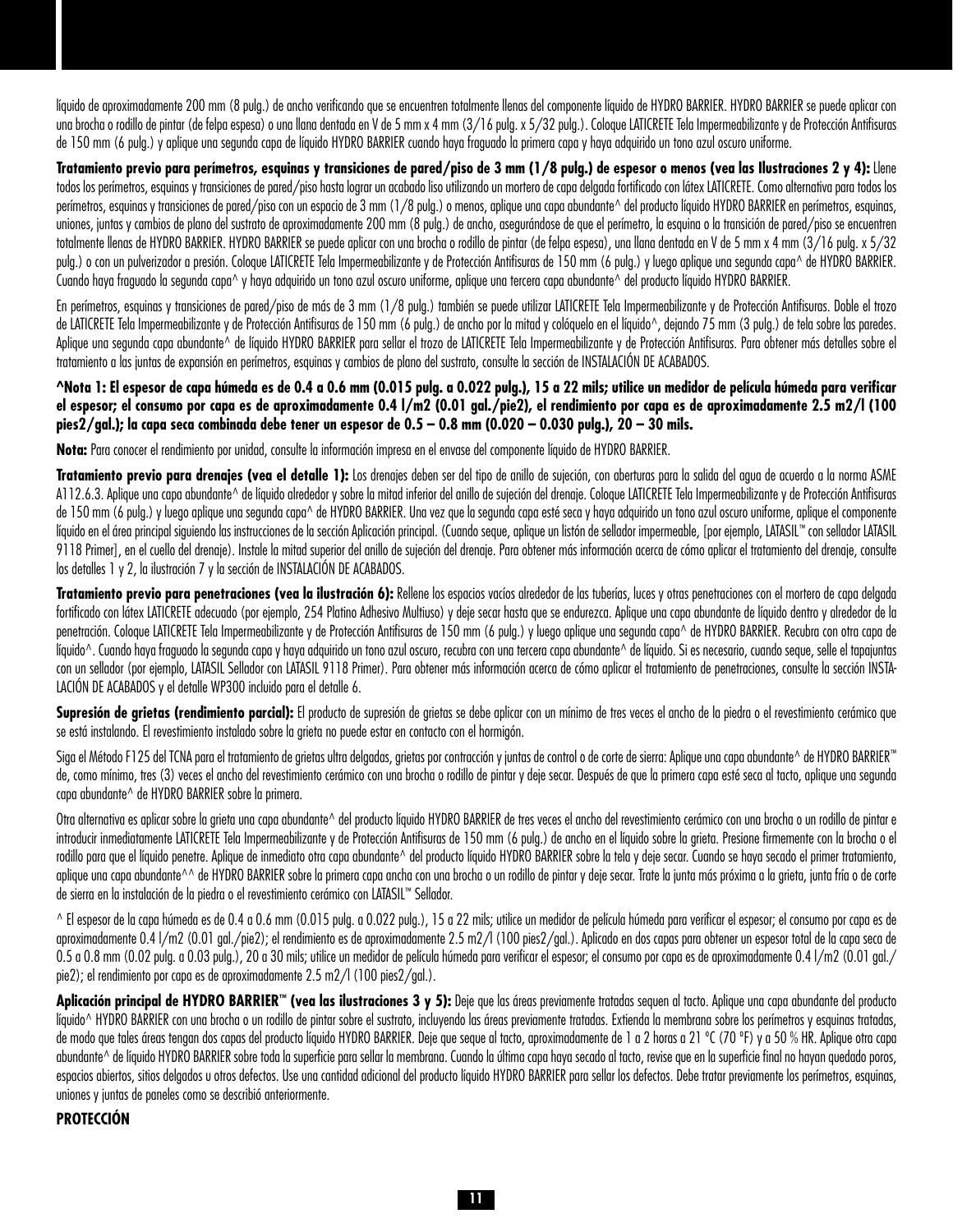líquido de aproximadamente 200 mm (8 pulg.) de ancho verificando que se encuentren totalmente llenas del componente líquido de HYDRO BARRIER. HYDRO BARRIER se puede aplicar con una brocha o rodillo de pintar (de felpa espesa) o una llana dentada en V de 5 mm x 4 mm (3/16 pulg. x 5/32 pulg.). Coloque LATICRETE Tela Impermeabilizante y de Protección Antifisuras de 150 mm (6 pulg.) y aplique una segunda capa de líquido HYDRO BARRIER cuando haya fraguado la primera capa y haya adquirido un tono azul oscuro uniforme.

**Tratamiento previo para perímetros, esquinas y transiciones de pared/piso de 3 mm (1/8 pulg.) de espesor o menos (vea las Ilustraciones 2 y 4):** Llene todos los perímetros, esquinas y transiciones de pared/piso hasta lograr un acabado liso utilizando un mortero de capa delgada fortificado con látex LATICRETE. Como alternativa para todos los perímetros, esquinas y transiciones de pared/piso con un espacio de 3 mm (1/8 pulg.) o menos, aplique una capa abundante^ del producto líquido HYDRO BARRIER en perímetros, esquinas, uniones, juntas y cambios de plano del sustrato de aproximadamente 200 mm (8 pulg.) de ancho, asegurándose de que el perímetro, la esquina o la transición de pared/piso se encuentren totalmente llenas de HYDRO BARRIER. HYDRO BARRIER se puede aplicar con una brocha o rodillo de pintar (de felpa espesa), una llana dentada en V de 5 mm x 4 mm (3/16 pulg. x 5/32 pulg.) o con un pulverizador a presión. Coloque LATICRETE Tela Impermeabilizante y de Protección Antifisuras de 150 mm (6 pulg.) y luego aplique una segunda capa^ de HYDRO BARRIER. Cuando haya fraguado la segunda capa^ y haya adquirido un tono azul oscuro uniforme, aplique una tercera capa abundante^ del producto líquido HYDRO BARRIER.

En perímetros, esquinas y transiciones de pared/piso de más de 3 mm (1/8 pulg.) también se puede utilizar LATICRETE Tela Impermeabilizante y de Protección Antifisuras. Doble el trozo de LATICRETE Tela Impermeabilizante y de Protección Antifisuras de 150 mm (6 pulg.) de ancho por la mitad y colóquelo en el líquido^, dejando 75 mm (3 pulg.) de tela sobre las paredes. Aplique una segunda capa abundante^ de líquido HYDRO BARRIER para sellar el trozo de LATICRETE Tela Impermeabilizante y de Protección Antifisuras. Para obtener más detalles sobre el tratamiento a las juntas de expansión en perímetros, esquinas y cambios de plano del sustrato, consulte la sección de INSTALACIÓN DE ACABADOS.

**^Nota 1: El espesor de capa húmeda es de 0.4 a 0.6 mm (0.015 pulg. a 0.022 pulg.), 15 a 22 mils; utilice un medidor de película húmeda para verificar el espesor; el consumo por capa es de aproximadamente 0.4 l/m2 (0.01 gal./pie2), el rendimiento por capa es de aproximadamente 2.5 m2/l (100 pies2/gal.); la capa seca combinada debe tener un espesor de 0.5 – 0.8 mm (0.020 – 0.030 pulg.), 20 – 30 mils.**

**Nota:** Para conocer el rendimiento por unidad, consulte la información impresa en el envase del componente líquido de HYDRO BARRIER.

**Tratamiento previo para drenajes (vea el detalle 1):** Los drenajes deben ser del tipo de anillo de sujeción, con aberturas para la salida del agua de acuerdo a la norma ASME A112.6.3. Aplique una capa abundante^ de líquido alrededor y sobre la mitad inferior del anillo de sujeción del drenaje. Coloque LATICRETE Tela Impermeabilizante y de Protección Antifisuras de 150 mm (6 pulg.) y luego aplique una segunda capa^ de HYDRO BARRIER. Una vez que la segunda capa esté seca y haya adquirido un tono azul oscuro uniforme, aplique el componente líquido en el área principal siguiendo las instrucciones de la sección Aplicación principal. (Cuando seque, aplique un listón de sellador impermeable, [por ejemplo, LATASIL™ con sellador LATASIL 9118 Primer], en el cuello del drenaje). Instale la mitad superior del anillo de sujeción del drenaje. Para obtener más información acerca de cómo aplicar el tratamiento del drenaje, consulte los detalles 1 y 2, la ilustración 7 y la sección de INSTALACIÓN DE ACABADOS.

**Tratamiento previo para penetraciones (vea la ilustración 6):** Rellene los espacios vacíos alrededor de las tuberías, luces y otras penetraciones con el mortero de capa delgada fortificado con látex LATICRETE adecuado (por ejemplo, 254 Platino Adhesivo Multiuso) y deje secar hasta que se endurezca. Aplique una capa abundante de líquido dentro y alrededor de la penetración. Coloque LATICRETE Tela Impermeabilizante y de Protección Antifisuras de 150 mm (6 pulg.) y luego aplique una segunda capa^ de HYDRO BARRIER. Recubra con otra capa de líquido^. Cuando haya fraguado la segunda capa y haya adquirido un tono azul oscuro, recubra con una tercera capa abundante^ de líquido. Si es necesario, cuando seque, selle el tapajuntas con un sellador (por ejemplo, LATASIL Sellador con LATASIL 9118 Primer). Para obtener más información acerca de cómo aplicar el tratamiento de penetraciones, consulte la sección INSTALACIÓN DE ACABADOS y el detalle WP300 incluido para el detalle 6.

**Supresión de grietas (rendimiento parcial):** El producto de supresión de grietas se debe aplicar con un mínimo de tres veces el ancho de la piedra o el revestimiento cerámico que se está instalando. El revestimiento instalado sobre la grieta no puede estar en contacto con el hormigón.

Siga el Método F125 del TCNA para el tratamiento de grietas ultra delgadas, grietas por contracción y juntas de control o de corte de sierra: Aplique una capa abundante^ de HYDRO BARRIER™ de, como mínimo, tres (3) veces el ancho del revestimiento cerámico con una brocha o rodillo de pintar y deje secar. Después de que la primera capa esté seca al tacto, aplique una segunda capa abundante^ de HYDRO BARRIER sobre la primera.

Otra alternativa es aplicar sobre la grieta una capa abundante^ del producto líquido HYDRO BARRIER de tres veces el ancho del revestimiento cerámico con una brocha o un rodillo de pintar e introducir inmediatamente LATICRETE Tela Impermeabilizante y de Protección Antifisuras de 150 mm (6 pulg.) de ancho en el líquido sobre la grieta. Presione firmemente con la brocha o el rodillo para que el líquido penetre. Aplique de inmediato otra capa abundante^ del producto líquido HYDRO BARRIER sobre la tela y deje secar. Cuando se haya secado el primer tratamiento, aplique una capa abundante^^ de HYDRO BARRIER sobre la primera capa ancha con una brocha o un rodillo de pintar y deje secar. Trate la junta más próxima a la grieta, junta fría o de corte de sierra en la instalación de la piedra o el revestimiento cerámico con LATASIL™ Sellador.

^ El espesor de la capa húmeda es de 0.4 a 0.6 mm (0.015 pulg. a 0.022 pulg.), 15 a 22 mils; utilice un medidor de película húmeda para verificar el espesor; el consumo por capa es de aproximadamente 0.4 l/m2 (0.01 gal./pie2); el rendimiento es de aproximadamente 2.5 m2/l (100 pies2/gal.). Aplicado en dos capas para obtener un espesor total de la capa seca de 0.5 a 0.8 mm (0.02 pulg. a 0.03 pulg.), 20 a 30 mils; utilice un medidor de película húmeda para verificar el espesor; el consumo por capa es de aproximadamente 0.4 l/m2 (0.01 gal./pie2); el rendimiento por capa es de aproximadamente 2.5 m2/l (100 pies2/gal.).

**Aplicación principal de HYDRO BARRIER™ (vea las ilustraciones 3 y 5):** Deje que las áreas previamente tratadas sequen al tacto. Aplique una capa abundante del producto líquido^ HYDRO BARRIER con una brocha o un rodillo de pintar sobre el sustrato, incluyendo las áreas previamente tratadas. Extienda la membrana sobre los perímetros y esquinas tratadas, de modo que tales áreas tengan dos capas del producto líquido HYDRO BARRIER. Deje que seque al tacto, aproximadamente de 1 a 2 horas a 21 °C (70 °F) y a 50 % HR. Aplique otra capa abundante^ de líquido HYDRO BARRIER sobre toda la superficie para sellar la membrana. Cuando la última capa haya secado al tacto, revise que en la superficie final no hayan quedado poros, espacios abiertos, sitios delgados u otros defectos. Use una cantidad adicional del producto líquido HYDRO BARRIER para sellar los defectos. Debe tratar previamente los perímetros, esquinas, uniones y juntas de paneles como se describió anteriormente.

**PROTECCIÓN**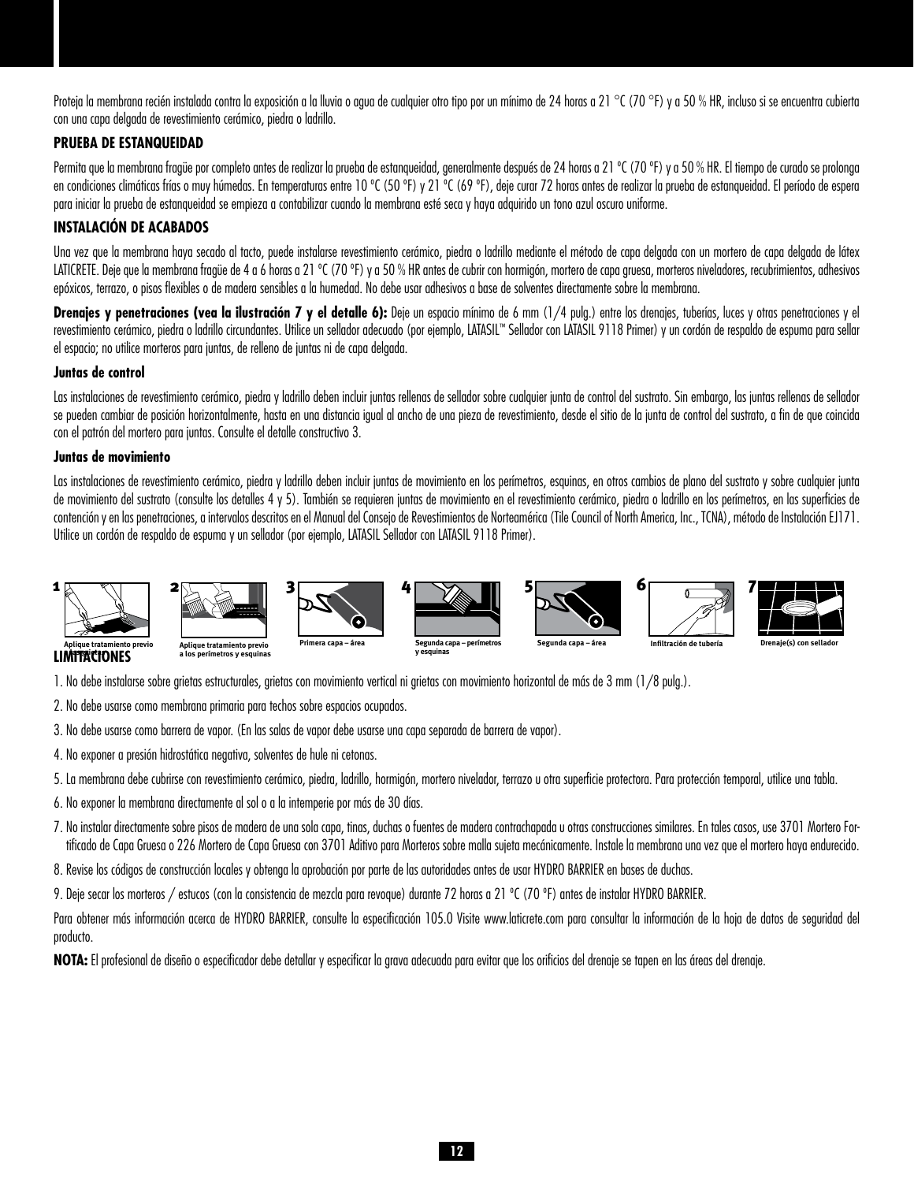Proteja la membrana recién instalada contra la exposición a la lluvia o agua de cualquier otro tipo por un mínimo de 24 horas a 21 °C (70 °F) y a 50 % HR, incluso si se encuentra cubierta con una capa delgada de revestimiento cerámico, piedra o ladrillo.

**PRUEBA DE ESTANQUEIDAD**

Permita que la membrana fragüe por completo antes de realizar la prueba de estanqueidad, generalmente después de 24 horas a 21 ºC (70 ºF) y a 50 % HR. El tiempo de curado se prolonga en condiciones climáticas frías o muy húmedas. En temperaturas entre 10 ºC (50 ºF) y 21 ºC (69 ºF), deje curar 72 horas antes de realizar la prueba de estanqueidad. El período de espera para iniciar la prueba de estanqueidad se empieza a contabilizar cuando la membrana esté seca y haya adquirido un tono azul oscuro uniforme.

**INSTALACIÓN DE ACABADOS**

Una vez que la membrana haya secado al tacto, puede instalarse revestimiento cerámico, piedra o ladrillo mediante el método de capa delgada con un mortero de capa delgada de látex LATICRETE. Deje que la membrana fragüe de 4 a 6 horas a 21 ºC (70 ºF) y a 50 % HR antes de cubrir con hormigón, mortero de capa gruesa, morteros niveladores, recubrimientos, adhesivos epóxicos, terrazo, o pisos flexibles o de madera sensibles a la humedad. No debe usar adhesivos a base de solventes directamente sobre la membrana.

**Drenajes y penetraciones (vea la ilustración 7 y el detalle 6):** Deje un espacio mínimo de 6 mm (1/4 pulg.) entre los drenajes, tuberías, luces y otras penetraciones y el revestimiento cerámico, piedra o ladrillo circundantes. Utilice un sellador adecuado (por ejemplo, LATASIL™ Sellador con LATASIL 9118 Primer) y un cordón de respaldo de espuma para sellar el espacio; no utilice morteros para juntas, de relleno de juntas ni de capa delgada.

**Juntas de control**

Las instalaciones de revestimiento cerámico, piedra y ladrillo deben incluir juntas rellenas de sellador sobre cualquier junta de control del sustrato. Sin embargo, las juntas rellenas de sellador se pueden cambiar de posición horizontalmente, hasta en una distancia igual al ancho de una pieza de revestimiento, desde el sitio de la junta de control del sustrato, a fin de que coincida con el patrón del mortero para juntas. Consulte el detalle constructivo 3.

**Juntas de movimiento**

Las instalaciones de revestimiento cerámico, piedra y ladrillo deben incluir juntas de movimiento en los perímetros, esquinas, en otros cambios de plano del sustrato y sobre cualquier junta de movimiento del sustrato (consulte los detalles 4 y 5). También se requieren juntas de movimiento en el revestimiento cerámico, piedra o ladrillo en los perímetros, en las superficies de contención y en las penetraciones, a intervalos descritos en el Manual del Consejo de Revestimientos de Norteamérica (Tile Council of North America, Inc., TCNA), método de Instalación EJ171. Utilice un cordón de respaldo de espuma y un sellador (por ejemplo, LATASIL Sellador con LATASIL 9118 Primer).

1 Aplique tratamiento previo a las grietas

2 Aplique tratamiento previo a los perímetros y esquinas

3 Primera capa – área

4 Segunda capa – perímetros y esquinas

5 Segunda capa – área

6 Infiltración de tubería

7 Drenaje(s) con sellador

**LIMITACIONES**

1. No debe instalarse sobre grietas estructurales, grietas con movimiento vertical ni grietas con movimiento horizontal de más de 3 mm (1/8 pulg.).

2. No debe usarse como membrana primaria para techos sobre espacios ocupados.

3. No debe usarse como barrera de vapor. (En las salas de vapor debe usarse una capa separada de barrera de vapor).

4. No exponer a presión hidrostática negativa, solventes de hule ni cetonas.

5. La membrana debe cubrirse con revestimiento cerámico, piedra, ladrillo, hormigón, mortero nivelador, terrazo u otra superficie protectora. Para protección temporal, utilice una tabla.

6. No exponer la membrana directamente al sol o a la intemperie por más de 30 días.

7. No instalar directamente sobre pisos de madera de una sola capa, tinas, duchas o fuentes de madera contrachapada u otras construcciones similares. En tales casos, use 3701 Mortero Fortificado de Capa Gruesa o 226 Mortero de Capa Gruesa con 3701 Aditivo para Morteros sobre malla sujeta mecánicamente. Instale la membrana una vez que el mortero haya endurecido.

8. Revise los códigos de construcción locales y obtenga la aprobación por parte de las autoridades antes de usar HYDRO BARRIER en bases de duchas.

9. Deje secar los morteros / estucos (con la consistencia de mezcla para revoque) durante 72 horas a 21 ºC (70 ºF) antes de instalar HYDRO BARRIER.

Para obtener más información acerca de HYDRO BARRIER, consulte la especificación 105.0 Visite www.laticrete.com para consultar la información de la hoja de datos de seguridad del producto.

**NOTA:** El profesional de diseño o especificador debe detallar y especificar la grava adecuada para evitar que los orificios del drenaje se tapen en las áreas del drenaje.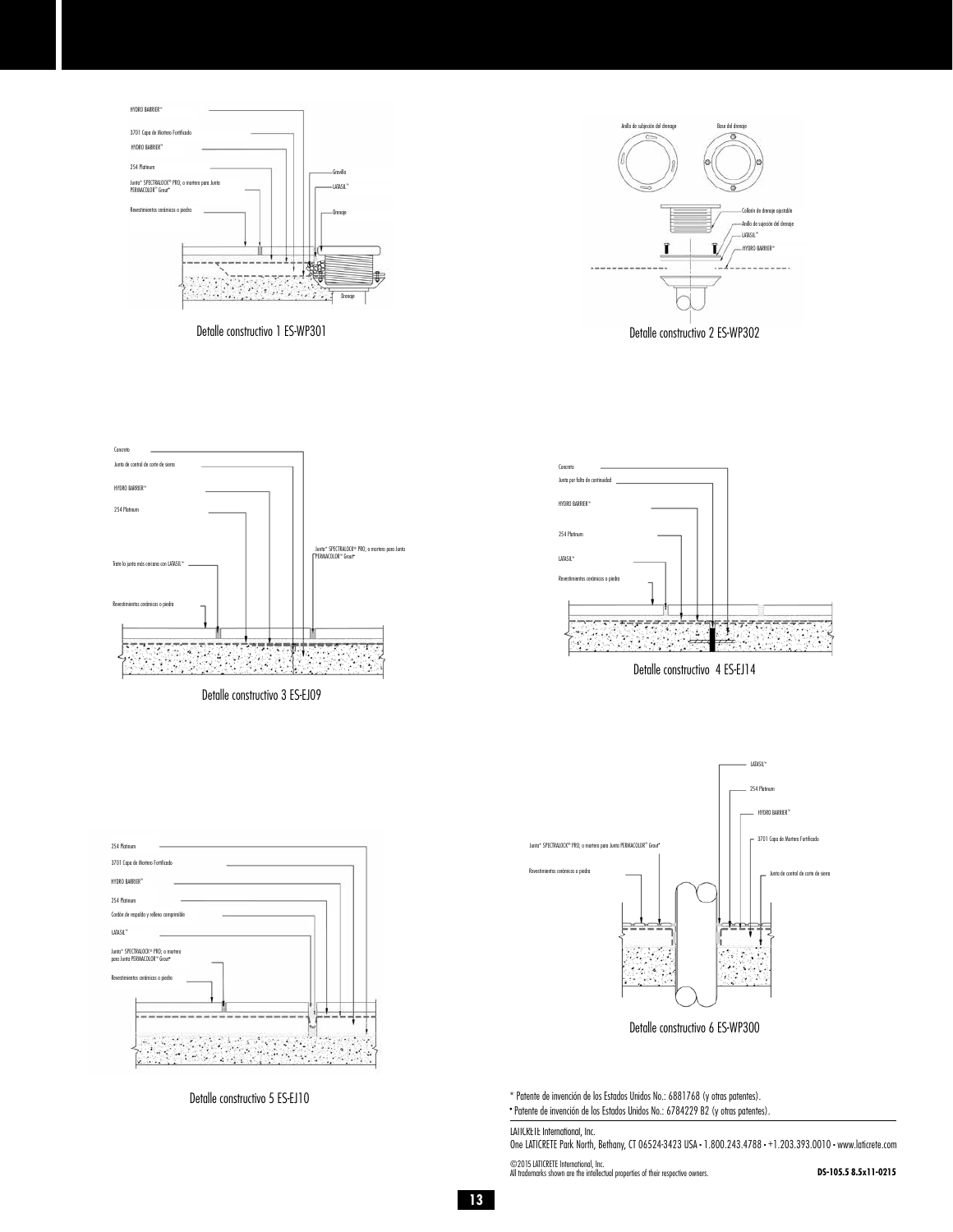HYDRO BARRIER™

3701 Capa de Mortero Fortificado

HYDRO BARRIER™

254 Platinum

Junta* SPECTRALOCK® PRO, o mortero para Junta PERMACOLOR™ Grout*

Revestimientos cerámicos o piedra

Gravilla

LATASIL™

Drenaje

Drenaje

Detalle constructivo 1 ES-WP301

Anillo de subjeción del drenage

Base del drenaje

Collarín de drenaje ajustable

Anillo de sujeción del drenaje

LATASIL™

HYDRO BARRIER™

Detalle constructivo 2 ES-WP302

Concreto

Junta de control de corte de sierra

HYDRO BARRIER™

254 Platinum

Junta* SPECTRALOCK® PRO, o mortero para Junta PERMACOLOR™ Grout*

Trate la junta más cercana con LATASIL™

Revestimientos cerámicos o piedra

Detalle constructivo 3 ES-EJ09

Concreto

Junta por falta de continuidad

HYDRO BARRIER™

254 Platinum

LATASIL™

Revestimientos cerámicos o piedra

Detalle constructivo 4 ES-EJ14

254 Platinum

3701 Capa de Mortero Fortificado

HYDRO BARRIER™

254 Platinum

Cordón de respaldo y relleno comprimible

LATASIL™

Junta* SPECTRALOCK® PRO, o mortero para Junta PERMACOLOR™ Grout*

Revestimientos cerámicos o piedra

Detalle constructivo 5 ES-EJ10

LATASIL™

254 Platinum

HYDRO BARRIER™

3701 Capa de Mortero Fortificado

Junta* SPECTRALOCK® PRO, o mortero para Junta PERMACOLOR™ Grout*

Revestimientos cerámicos o piedra

Junta de control de corte de sierra

Detalle constructivo 6 ES-WP300

* Patente de invención de los Estados Unidos No.: 6881768 (y otras patentes).

• Patente de invención de los Estados Unidos No.: 6784229 B2 (y otras patentes).

LATICRETE International, Inc.
One LATICRETE Park North, Bethany, CT 06524-3423 USA • 1.800.243.4788 • +1.203.393.0010 • www.laticrete.com

©2015 LATICRETE International, Inc.
All trademarks shown are the intellectual properties of their respective owners.

DS-105.5 8.5x11-0215